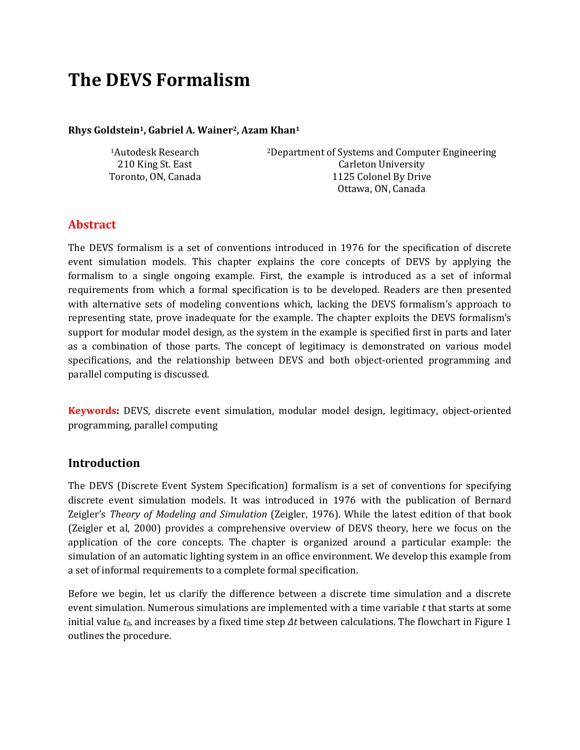# The DEVS Formalism

**Rhys Goldstein[1], Gabriel A. Wainer[2], Azam Khan[1]**

[1]Autodesk Research
210 King St. East
Toronto, ON, Canada

[2]Department of Systems and Computer Engineering
Carleton University
1125 Colonel By Drive
Ottawa, ON, Canada

## Abstract

The DEVS formalism is a set of conventions introduced in 1976 for the specification of discrete event simulation models. This chapter explains the core concepts of DEVS by applying the formalism to a single ongoing example. First, the example is introduced as a set of informal requirements from which a formal specification is to be developed. Readers are then presented with alternative sets of modeling conventions which, lacking the DEVS formalism's approach to representing state, prove inadequate for the example. The chapter exploits the DEVS formalism's support for modular model design, as the system in the example is specified first in parts and later as a combination of those parts. The concept of legitimacy is demonstrated on various model specifications, and the relationship between DEVS and both object-oriented programming and parallel computing is discussed.

**Keywords:** DEVS, discrete event simulation, modular model design, legitimacy, object-oriented programming, parallel computing

## Introduction

The DEVS (Discrete Event System Specification) formalism is a set of conventions for specifying discrete event simulation models. It was introduced in 1976 with the publication of Bernard Zeigler's *Theory of Modeling and Simulation* (Zeigler, 1976). While the latest edition of that book (Zeigler et al, 2000) provides a comprehensive overview of DEVS theory, here we focus on the application of the core concepts. The chapter is organized around a particular example: the simulation of an automatic lighting system in an office environment. We develop this example from a set of informal requirements to a complete formal specification.

Before we begin, let us clarify the difference between a discrete time simulation and a discrete event simulation. Numerous simulations are implemented with a time variable $t$ that starts at some initial value $t_0$, and increases by a fixed time step $\Delta t$ between calculations. The flowchart in Figure 1 outlines the procedure.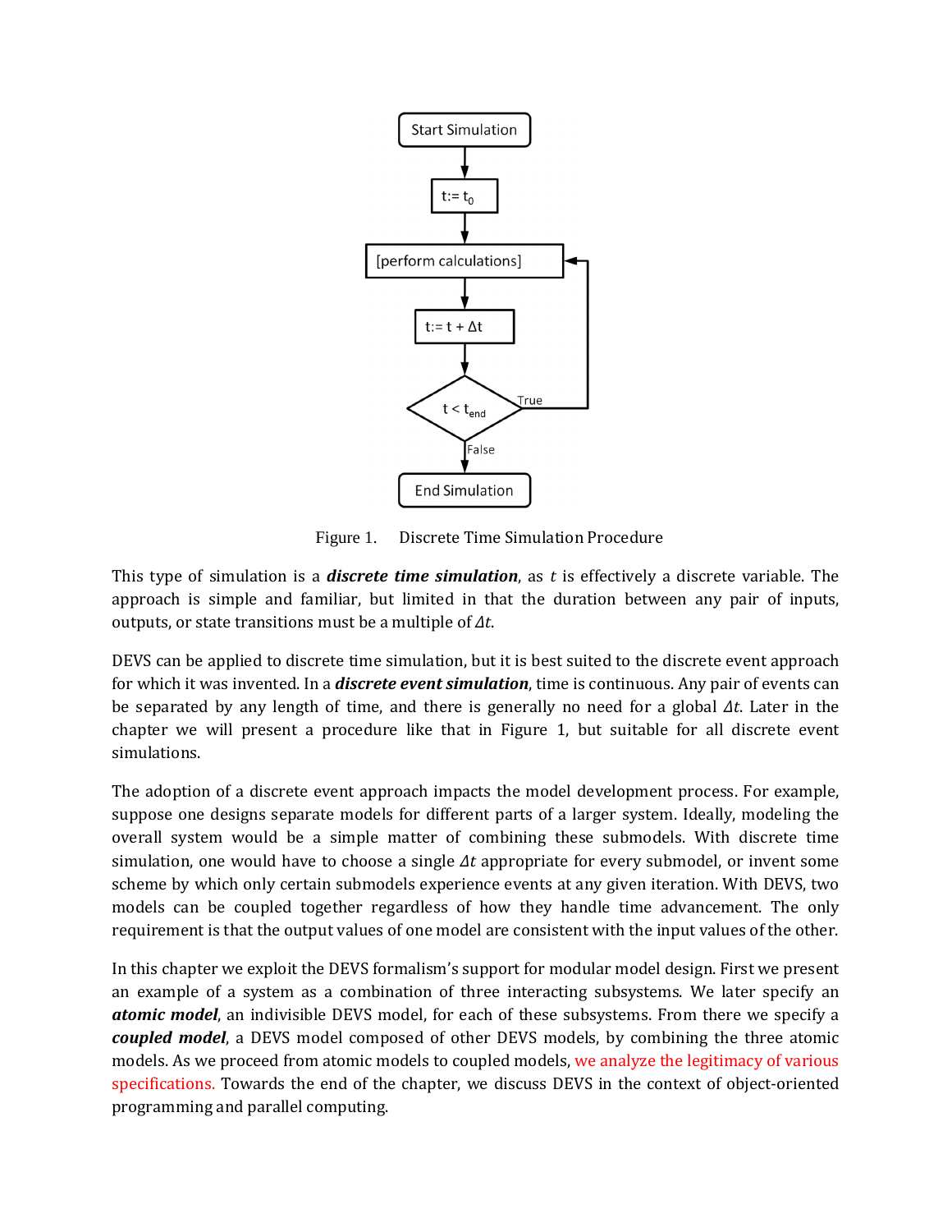Figure 1. Discrete Time Simulation Procedure

This type of simulation is a ***discrete time simulation***, as $t$ is effectively a discrete variable. The approach is simple and familiar, but limited in that the duration between any pair of inputs, outputs, or state transitions must be a multiple of $\Delta t$.

DEVS can be applied to discrete time simulation, but it is best suited to the discrete event approach for which it was invented. In a ***discrete event simulation***, time is continuous. Any pair of events can be separated by any length of time, and there is generally no need for a global $\Delta t$. Later in the chapter we will present a procedure like that in Figure 1, but suitable for all discrete event simulations.

The adoption of a discrete event approach impacts the model development process. For example, suppose one designs separate models for different parts of a larger system. Ideally, modeling the overall system would be a simple matter of combining these submodels. With discrete time simulation, one would have to choose a single $\Delta t$ appropriate for every submodel, or invent some scheme by which only certain submodels experience events at any given iteration. With DEVS, two models can be coupled together regardless of how they handle time advancement. The only requirement is that the output values of one model are consistent with the input values of the other.

In this chapter we exploit the DEVS formalism's support for modular model design. First we present an example of a system as a combination of three interacting subsystems. We later specify an ***atomic model***, an indivisible DEVS model, for each of these subsystems. From there we specify a ***coupled model***, a DEVS model composed of other DEVS models, by combining the three atomic models. As we proceed from atomic models to coupled models, we analyze the legitimacy of various specifications. Towards the end of the chapter, we discuss DEVS in the context of object-oriented programming and parallel computing.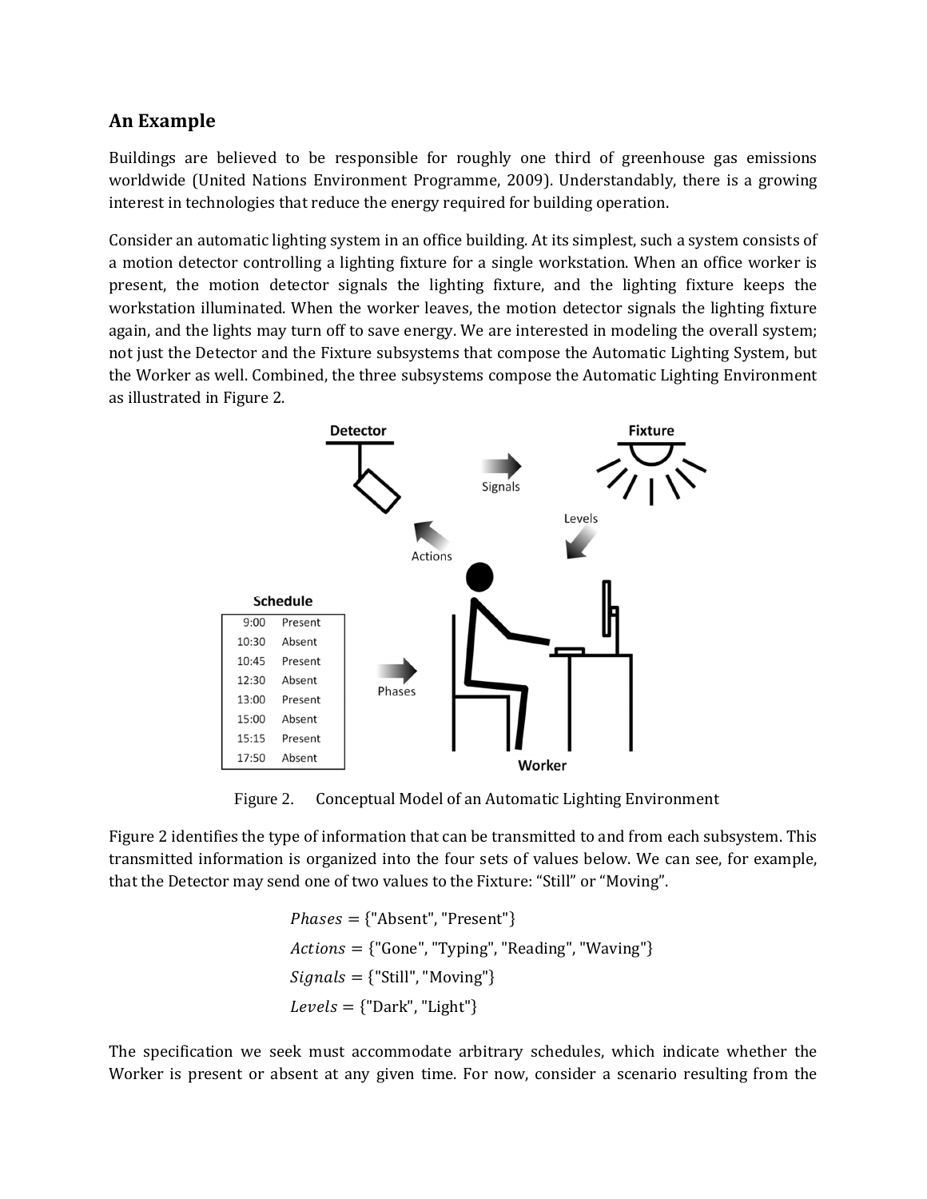## An Example

Buildings are believed to be responsible for roughly one third of greenhouse gas emissions worldwide (United Nations Environment Programme, 2009). Understandably, there is a growing interest in technologies that reduce the energy required for building operation.

Consider an automatic lighting system in an office building. At its simplest, such a system consists of a motion detector controlling a lighting fixture for a single workstation. When an office worker is present, the motion detector signals the lighting fixture, and the lighting fixture keeps the workstation illuminated. When the worker leaves, the motion detector signals the lighting fixture again, and the lights may turn off to save energy. We are interested in modeling the overall system; not just the Detector and the Fixture subsystems that compose the Automatic Lighting System, but the Worker as well. Combined, the three subsystems compose the Automatic Lighting Environment as illustrated in Figure 2.

Figure 2. Conceptual Model of an Automatic Lighting Environment

Figure 2 identifies the type of information that can be transmitted to and from each subsystem. This transmitted information is organized into the four sets of values below. We can see, for example, that the Detector may send one of two values to the Fixture: "Still" or "Moving".

$$Phases = \{\text{"Absent"}, \text{"Present"}\}$$

$$Actions = \{\text{"Gone"}, \text{"Typing"}, \text{"Reading"}, \text{"Waving"}\}$$

$$Signals = \{\text{"Still"}, \text{"Moving"}\}$$

$$Levels = \{\text{"Dark"}, \text{"Light"}\}$$

The specification we seek must accommodate arbitrary schedules, which indicate whether the Worker is present or absent at any given time. For now, consider a scenario resulting from the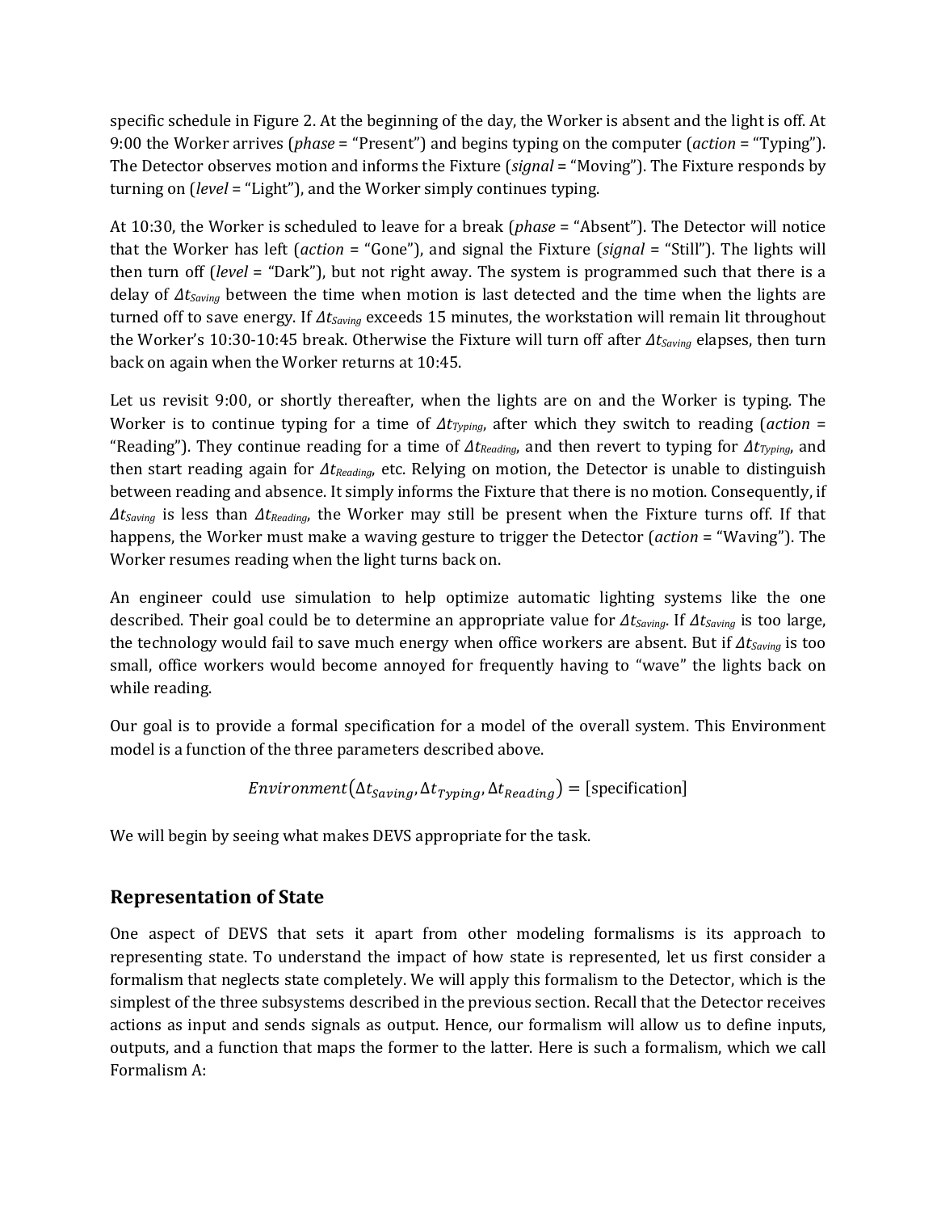specific schedule in Figure 2. At the beginning of the day, the Worker is absent and the light is off. At 9:00 the Worker arrives (*phase* = "Present") and begins typing on the computer (*action* = "Typing"). The Detector observes motion and informs the Fixture (*signal* = "Moving"). The Fixture responds by turning on (*level* = "Light"), and the Worker simply continues typing.

At 10:30, the Worker is scheduled to leave for a break (*phase* = "Absent"). The Detector will notice that the Worker has left (*action* = "Gone"), and signal the Fixture (*signal* = "Still"). The lights will then turn off (*level* = "Dark"), but not right away. The system is programmed such that there is a delay of $\Delta t_{Saving}$ between the time when motion is last detected and the time when the lights are turned off to save energy. If $\Delta t_{Saving}$ exceeds 15 minutes, the workstation will remain lit throughout the Worker's 10:30-10:45 break. Otherwise the Fixture will turn off after $\Delta t_{Saving}$ elapses, then turn back on again when the Worker returns at 10:45.

Let us revisit 9:00, or shortly thereafter, when the lights are on and the Worker is typing. The Worker is to continue typing for a time of $\Delta t_{Typing}$, after which they switch to reading (*action* = "Reading"). They continue reading for a time of $\Delta t_{Reading}$, and then revert to typing for $\Delta t_{Typing}$, and then start reading again for $\Delta t_{Reading}$, etc. Relying on motion, the Detector is unable to distinguish between reading and absence. It simply informs the Fixture that there is no motion. Consequently, if $\Delta t_{Saving}$ is less than $\Delta t_{Reading}$, the Worker may still be present when the Fixture turns off. If that happens, the Worker must make a waving gesture to trigger the Detector (*action* = "Waving"). The Worker resumes reading when the light turns back on.

An engineer could use simulation to help optimize automatic lighting systems like the one described. Their goal could be to determine an appropriate value for $\Delta t_{Saving}$. If $\Delta t_{Saving}$ is too large, the technology would fail to save much energy when office workers are absent. But if $\Delta t_{Saving}$ is too small, office workers would become annoyed for frequently having to "wave" the lights back on while reading.

Our goal is to provide a formal specification for a model of the overall system. This Environment model is a function of the three parameters described above.

$$Environment(\Delta t_{Saving}, \Delta t_{Typing}, \Delta t_{Reading}) = \text{[specification]}$$

We will begin by seeing what makes DEVS appropriate for the task.

## Representation of State

One aspect of DEVS that sets it apart from other modeling formalisms is its approach to representing state. To understand the impact of how state is represented, let us first consider a formalism that neglects state completely. We will apply this formalism to the Detector, which is the simplest of the three subsystems described in the previous section. Recall that the Detector receives actions as input and sends signals as output. Hence, our formalism will allow us to define inputs, outputs, and a function that maps the former to the latter. Here is such a formalism, which we call Formalism A: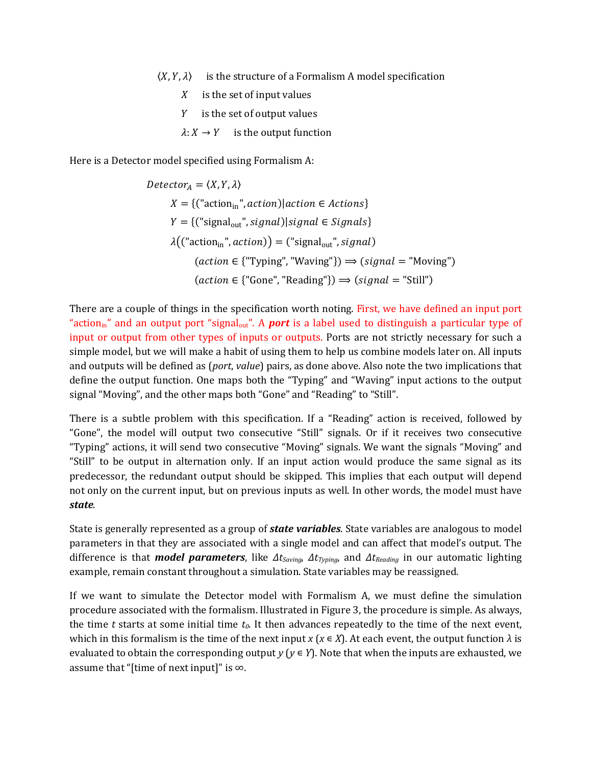$\langle X, Y, \lambda \rangle$ is the structure of a Formalism A model specification

$X$ is the set of input values

$Y$ is the set of output values

$\lambda: X \to Y$ is the output function

Here is a Detector model specified using Formalism A:

$$Detector_A = \langle X, Y, \lambda \rangle$$

$$X = \{(\text{"action}_{\text{in}}\text{"}, action) | action \in Actions\}$$

$$Y = \{(\text{"signal}_{\text{out}}\text{"}, signal) | signal \in Signals\}$$

$$\lambda((\text{"action}_{\text{in}}\text{"}, action)) = (\text{"signal}_{\text{out}}\text{"}, signal)$$

$$(action \in \{\text{"Typing"}, \text{"Waving"}\}) \Longrightarrow (signal = \text{"Moving"})$$

$$(action \in \{\text{"Gone"}, \text{"Reading"}\}) \Longrightarrow (signal = \text{"Still"})$$

There are a couple of things in the specification worth noting. First, we have defined an input port "$\text{action}_{\text{in}}$" and an output port "$\text{signal}_{\text{out}}$". A ***port*** is a label used to distinguish a particular type of input or output from other types of inputs or outputs. Ports are not strictly necessary for such a simple model, but we will make a habit of using them to help us combine models later on. All inputs and outputs will be defined as (*port*, *value*) pairs, as done above. Also note the two implications that define the output function. One maps both the "Typing" and "Waving" input actions to the output signal "Moving", and the other maps both "Gone" and "Reading" to "Still".

There is a subtle problem with this specification. If a "Reading" action is received, followed by "Gone", the model will output two consecutive "Still" signals. Or if it receives two consecutive "Typing" actions, it will send two consecutive "Moving" signals. We want the signals "Moving" and "Still" to be output in alternation only. If an input action would produce the same signal as its predecessor, the redundant output should be skipped. This implies that each output will depend not only on the current input, but on previous inputs as well. In other words, the model must have ***state***.

State is generally represented as a group of ***state variables***. State variables are analogous to model parameters in that they are associated with a single model and can affect that model's output. The difference is that ***model parameters***, like $\Delta t_{Saving}$, $\Delta t_{Typing}$, and $\Delta t_{Reading}$ in our automatic lighting example, remain constant throughout a simulation. State variables may be reassigned.

If we want to simulate the Detector model with Formalism A, we must define the simulation procedure associated with the formalism. Illustrated in Figure 3, the procedure is simple. As always, the time $t$ starts at some initial time $t_0$. It then advances repeatedly to the time of the next event, which in this formalism is the time of the next input $x$ ($x \in X$). At each event, the output function $\lambda$ is evaluated to obtain the corresponding output $y$ ($y \in Y$). Note that when the inputs are exhausted, we assume that "[time of next input]" is $\infty$.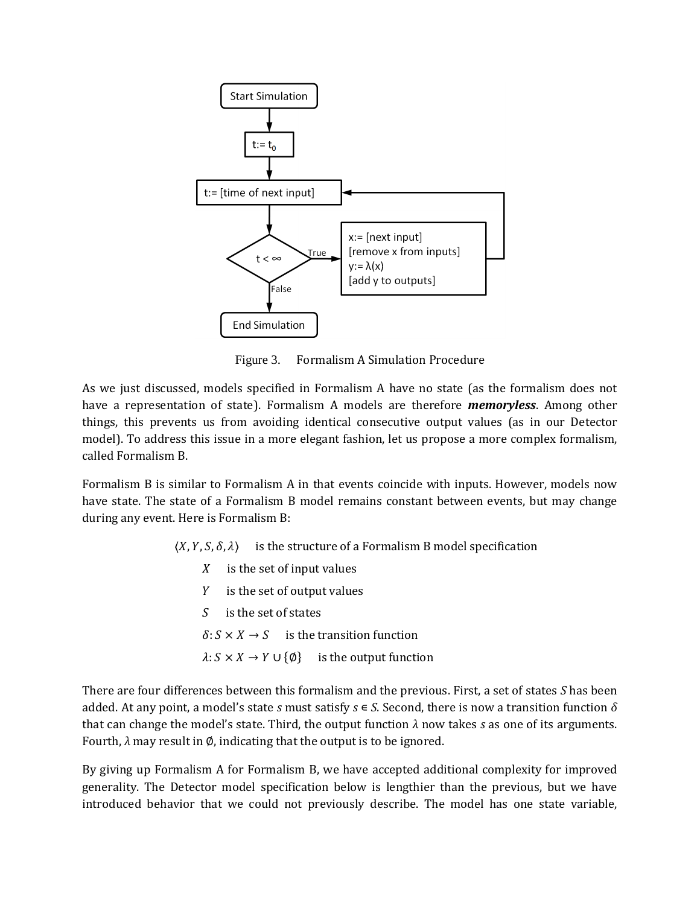Figure 3. Formalism A Simulation Procedure

As we just discussed, models specified in Formalism A have no state (as the formalism does not have a representation of state). Formalism A models are therefore ***memoryless***. Among other things, this prevents us from avoiding identical consecutive output values (as in our Detector model). To address this issue in a more elegant fashion, let us propose a more complex formalism, called Formalism B.

Formalism B is similar to Formalism A in that events coincide with inputs. However, models now have state. The state of a Formalism B model remains constant between events, but may change during any event. Here is Formalism B:

$\langle X, Y, S, \delta, \lambda \rangle$ is the structure of a Formalism B model specification

- $X$ is the set of input values
- $Y$ is the set of output values
- $S$ is the set of states
- $\delta : S \times X \rightarrow S$ is the transition function
- $\lambda : S \times X \rightarrow Y \cup \{\emptyset\}$ is the output function

There are four differences between this formalism and the previous. First, a set of states $S$ has been added. At any point, a model's state $s$ must satisfy $s \in S$. Second, there is now a transition function $\delta$ that can change the model's state. Third, the output function $\lambda$ now takes $s$ as one of its arguments. Fourth, $\lambda$ may result in $\emptyset$, indicating that the output is to be ignored.

By giving up Formalism A for Formalism B, we have accepted additional complexity for improved generality. The Detector model specification below is lengthier than the previous, but we have introduced behavior that we could not previously describe. The model has one state variable,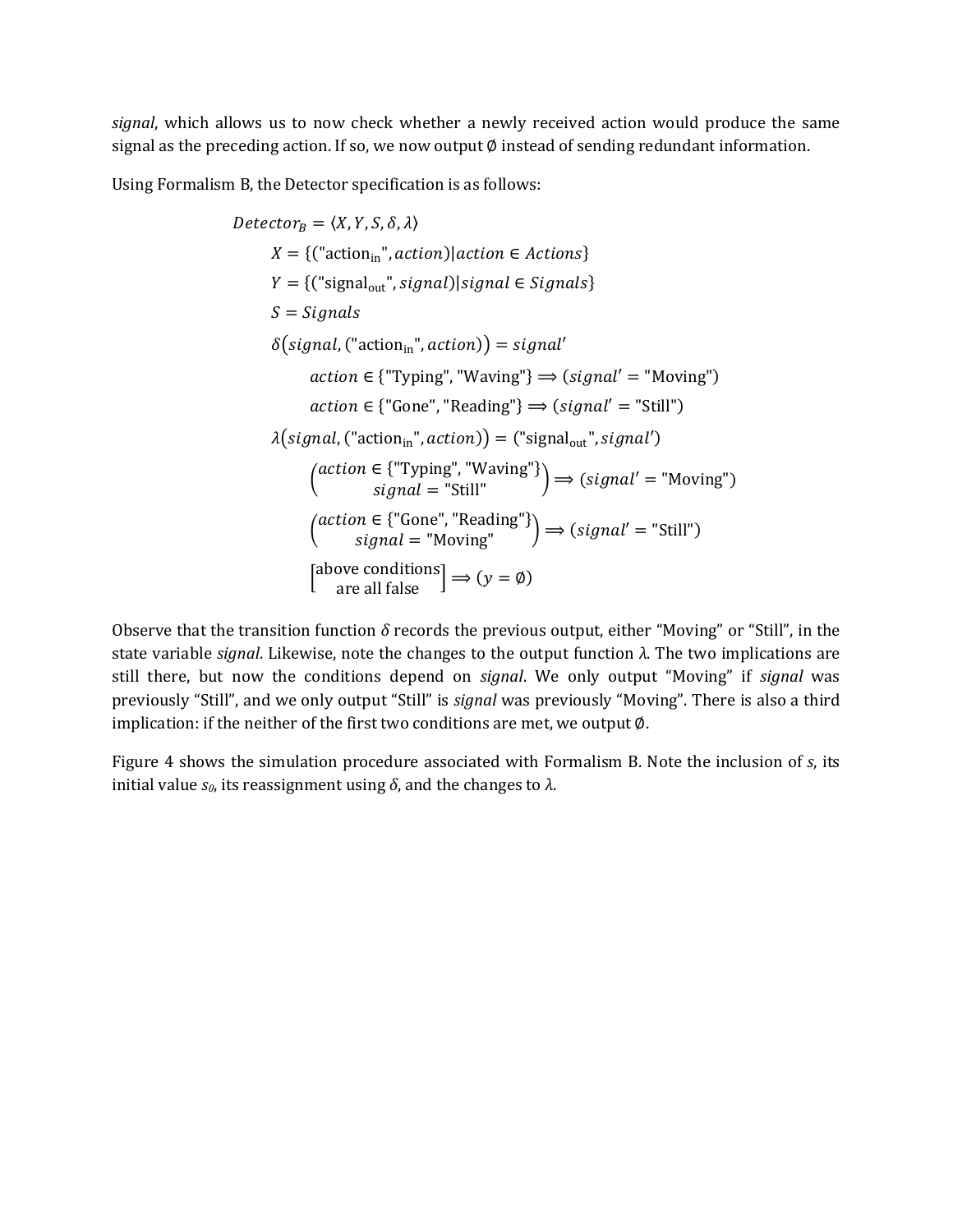*signal*, which allows us to now check whether a newly received action would produce the same signal as the preceding action. If so, we now output ∅ instead of sending redundant information.

Using Formalism B, the Detector specification is as follows:

$$
\begin{aligned}
&Detector_B = \langle X, Y, S, \delta, \lambda \rangle \\
&\quad X = \{(\text{"action}_{\text{in}}\text{"}, action) \mid action \in Actions\} \\
&\quad Y = \{(\text{"signal}_{\text{out}}\text{"}, signal) \mid signal \in Signals\} \\
&\quad S = Signals \\
&\quad \delta\big(signal, (\text{"action}_{\text{in}}\text{"}, action)\big) = signal' \\
&\qquad action \in \{\text{"Typing"}, \text{"Waving"}\} \Longrightarrow (signal' = \text{"Moving"}) \\
&\qquad action \in \{\text{"Gone"}, \text{"Reading"}\} \Longrightarrow (signal' = \text{"Still"}) \\
&\quad \lambda\big(signal, (\text{"action}_{\text{in}}\text{"}, action)\big) = (\text{"signal}_{\text{out}}\text{"}, signal') \\
&\qquad \begin{pmatrix} action \in \{\text{"Typing"}, \text{"Waving"}\} \\ signal = \text{"Still"} \end{pmatrix} \Longrightarrow (signal' = \text{"Moving"}) \\
&\qquad \begin{pmatrix} action \in \{\text{"Gone"}, \text{"Reading"}\} \\ signal = \text{"Moving"} \end{pmatrix} \Longrightarrow (signal' = \text{"Still"}) \\
&\qquad \begin{bmatrix} \text{above conditions} \\ \text{are all false} \end{bmatrix} \Longrightarrow (y = \emptyset)
\end{aligned}
$$

Observe that the transition function $\delta$ records the previous output, either "Moving" or "Still", in the state variable *signal*. Likewise, note the changes to the output function $\lambda$. The two implications are still there, but now the conditions depend on *signal*. We only output "Moving" if *signal* was previously "Still", and we only output "Still" is *signal* was previously "Moving". There is also a third implication: if the neither of the first two conditions are met, we output ∅.

Figure 4 shows the simulation procedure associated with Formalism B. Note the inclusion of $s$, its initial value $s_0$, its reassignment using $\delta$, and the changes to $\lambda$.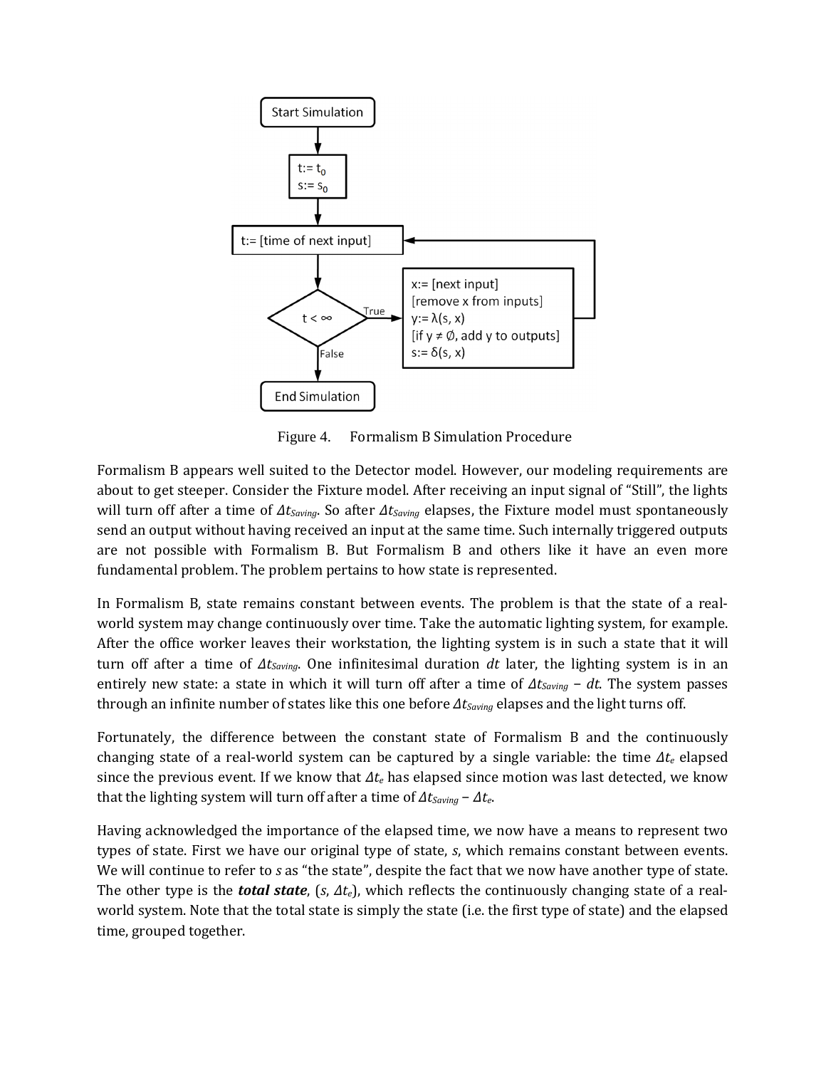Figure 4. Formalism B Simulation Procedure

Formalism B appears well suited to the Detector model. However, our modeling requirements are about to get steeper. Consider the Fixture model. After receiving an input signal of "Still", the lights will turn off after a time of $\Delta t_{Saving}$. So after $\Delta t_{Saving}$ elapses, the Fixture model must spontaneously send an output without having received an input at the same time. Such internally triggered outputs are not possible with Formalism B. But Formalism B and others like it have an even more fundamental problem. The problem pertains to how state is represented.

In Formalism B, state remains constant between events. The problem is that the state of a real-world system may change continuously over time. Take the automatic lighting system, for example. After the office worker leaves their workstation, the lighting system is in such a state that it will turn off after a time of $\Delta t_{Saving}$. One infinitesimal duration $dt$ later, the lighting system is in an entirely new state: a state in which it will turn off after a time of $\Delta t_{Saving} - dt$. The system passes through an infinite number of states like this one before $\Delta t_{Saving}$ elapses and the light turns off.

Fortunately, the difference between the constant state of Formalism B and the continuously changing state of a real-world system can be captured by a single variable: the time $\Delta t_e$ elapsed since the previous event. If we know that $\Delta t_e$ has elapsed since motion was last detected, we know that the lighting system will turn off after a time of $\Delta t_{Saving} - \Delta t_e$.

Having acknowledged the importance of the elapsed time, we now have a means to represent two types of state. First we have our original type of state, $s$, which remains constant between events. We will continue to refer to $s$ as "the state", despite the fact that we now have another type of state. The other type is the ***total state***, $(s, \Delta t_e)$, which reflects the continuously changing state of a real-world system. Note that the total state is simply the state (i.e. the first type of state) and the elapsed time, grouped together.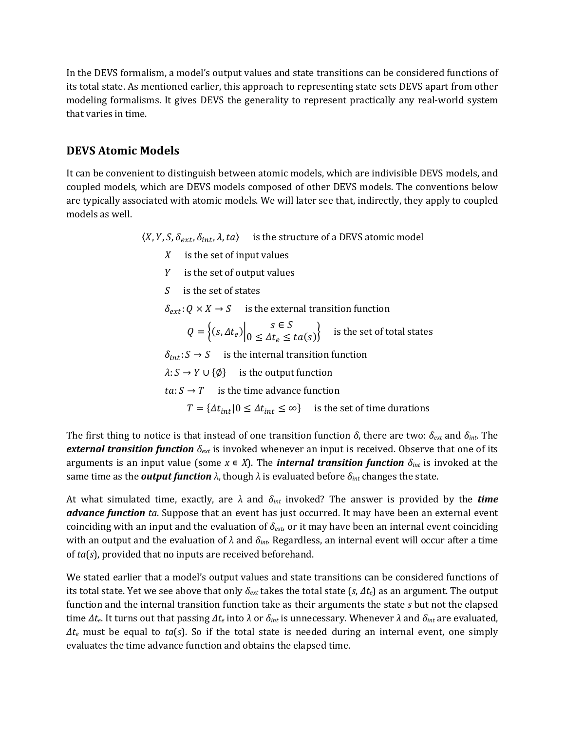In the DEVS formalism, a model's output values and state transitions can be considered functions of its total state. As mentioned earlier, this approach to representing state sets DEVS apart from other modeling formalisms. It gives DEVS the generality to represent practically any real-world system that varies in time.

## DEVS Atomic Models

It can be convenient to distinguish between atomic models, which are indivisible DEVS models, and coupled models, which are DEVS models composed of other DEVS models. The conventions below are typically associated with atomic models. We will later see that, indirectly, they apply to coupled models as well.

$\langle X, Y, S, \delta_{ext}, \delta_{int}, \lambda, ta \rangle$ is the structure of a DEVS atomic model

- $X$ is the set of input values
- $Y$ is the set of output values
- $S$ is the set of states
- $\delta_{ext}: Q \times X \rightarrow S$ is the external transition function
  - $Q = \left\{ (s, \Delta t_e) \middle| \begin{matrix} s \in S \\ 0 \leq \Delta t_e \leq ta(s) \end{matrix} \right\}$ is the set of total states
- $\delta_{int}: S \rightarrow S$ is the internal transition function
- $\lambda: S \rightarrow Y \cup \{\emptyset\}$ is the output function
- $ta: S \rightarrow T$ is the time advance function
  - $T = \{\Delta t_{int} | 0 \leq \Delta t_{int} \leq \infty\}$ is the set of time durations

The first thing to notice is that instead of one transition function $\delta$, there are two: $\delta_{ext}$ and $\delta_{int}$. The ***external transition function*** $\delta_{ext}$ is invoked whenever an input is received. Observe that one of its arguments is an input value (some $x \in X$). The ***internal transition function*** $\delta_{int}$ is invoked at the same time as the ***output function*** $\lambda$, though $\lambda$ is evaluated before $\delta_{int}$ changes the state.

At what simulated time, exactly, are $\lambda$ and $\delta_{int}$ invoked? The answer is provided by the ***time advance function*** *ta*. Suppose that an event has just occurred. It may have been an external event coinciding with an input and the evaluation of $\delta_{ext}$, or it may have been an internal event coinciding with an output and the evaluation of $\lambda$ and $\delta_{int}$. Regardless, an internal event will occur after a time of $ta(s)$, provided that no inputs are received beforehand.

We stated earlier that a model's output values and state transitions can be considered functions of its total state. Yet we see above that only $\delta_{ext}$ takes the total state $(s, \Delta t_e)$ as an argument. The output function and the internal transition function take as their arguments the state $s$ but not the elapsed time $\Delta t_e$. It turns out that passing $\Delta t_e$ into $\lambda$ or $\delta_{int}$ is unnecessary. Whenever $\lambda$ and $\delta_{int}$ are evaluated, $\Delta t_e$ must be equal to $ta(s)$. So if the total state is needed during an internal event, one simply evaluates the time advance function and obtains the elapsed time.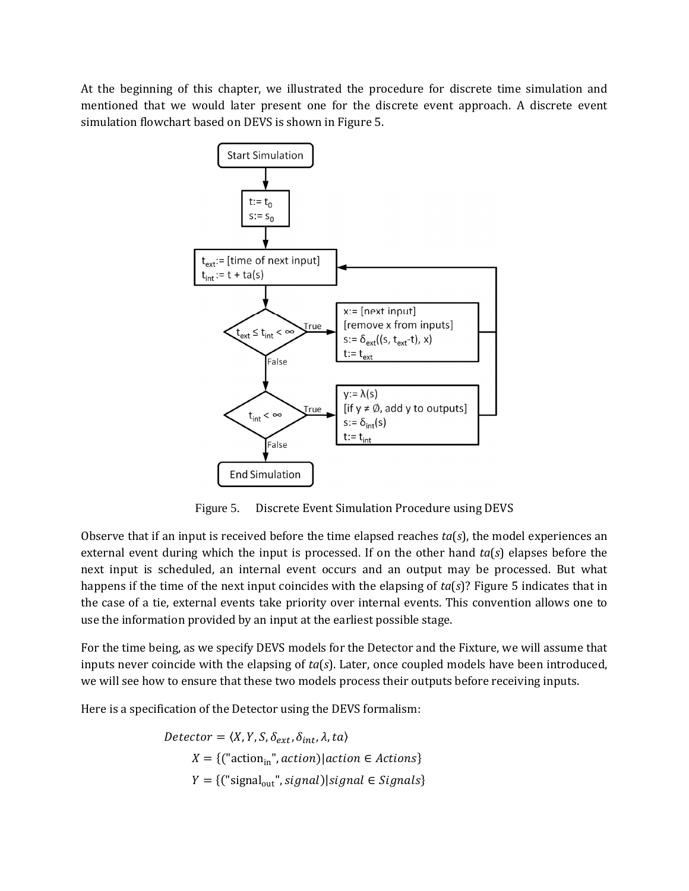At the beginning of this chapter, we illustrated the procedure for discrete time simulation and mentioned that we would later present one for the discrete event approach. A discrete event simulation flowchart based on DEVS is shown in Figure 5.

Figure 5. Discrete Event Simulation Procedure using DEVS

Observe that if an input is received before the time elapsed reaches $ta(s)$, the model experiences an external event during which the input is processed. If on the other hand $ta(s)$ elapses before the next input is scheduled, an internal event occurs and an output may be processed. But what happens if the time of the next input coincides with the elapsing of $ta(s)$? Figure 5 indicates that in the case of a tie, external events take priority over internal events. This convention allows one to use the information provided by an input at the earliest possible stage.

For the time being, as we specify DEVS models for the Detector and the Fixture, we will assume that inputs never coincide with the elapsing of $ta(s)$. Later, once coupled models have been introduced, we will see how to ensure that these two models process their outputs before receiving inputs.

Here is a specification of the Detector using the DEVS formalism:

$$Detector = \langle X, Y, S, \delta_{ext}, \delta_{int}, \lambda, ta \rangle$$

$$X = \{(\text{"action}_{\text{in}}\text{"}, action) | action \in Actions\}$$

$$Y = \{(\text{"signal}_{\text{out}}\text{"}, signal) | signal \in Signals\}$$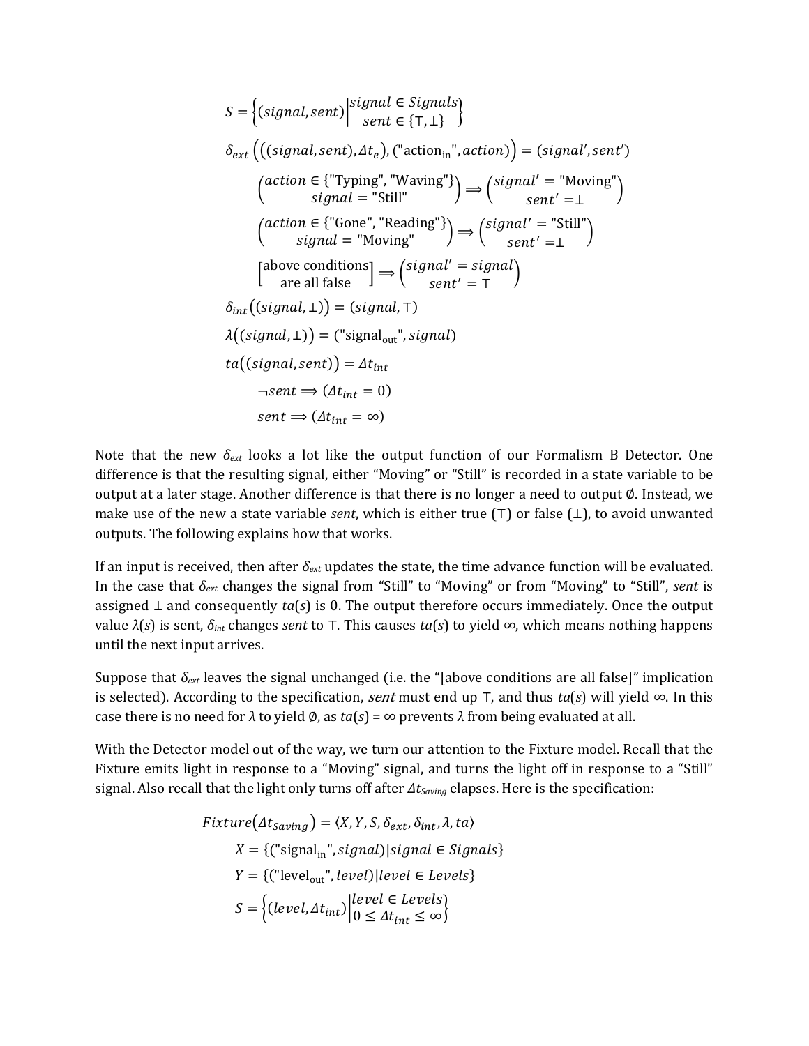$$S = \left\{ (signal, sent) \middle| \begin{matrix} signal \in Signals \\ sent \in \{\top, \bot\} \end{matrix} \right\}$$

$$\delta_{ext}\left(\left((signal, sent), \Delta t_e\right), (\text{"action}_{\text{in}}\text{"}, action)\right) = (signal', sent')$$

$$\begin{pmatrix} action \in \{\text{"Typing", "Waving"}\} \\ signal = \text{"Still"} \end{pmatrix} \Longrightarrow \begin{pmatrix} signal' = \text{"Moving"} \\ sent' = \bot \end{pmatrix}$$

$$\begin{pmatrix} action \in \{\text{"Gone", "Reading"}\} \\ signal = \text{"Moving"} \end{pmatrix} \Longrightarrow \begin{pmatrix} signal' = \text{"Still"} \\ sent' = \bot \end{pmatrix}$$

$$\begin{bmatrix} \text{above conditions} \\ \text{are all false} \end{bmatrix} \Longrightarrow \begin{pmatrix} signal' = signal \\ sent' = \top \end{pmatrix}$$

$$\delta_{int}\left((signal, \bot)\right) = (signal, \top)$$

$$\lambda\left((signal, \bot)\right) = (\text{"signal}_{\text{out}}\text{"}, signal)$$

$$ta\left((signal, sent)\right) = \Delta t_{int}$$

$$\neg sent \Longrightarrow (\Delta t_{int} = 0)$$

$$sent \Longrightarrow (\Delta t_{int} = \infty)$$

Note that the new $\delta_{ext}$ looks a lot like the output function of our Formalism B Detector. One difference is that the resulting signal, either "Moving" or "Still" is recorded in a state variable to be output at a later stage. Another difference is that there is no longer a need to output $\emptyset$. Instead, we make use of the new a state variable *sent*, which is either true ($\top$) or false ($\bot$), to avoid unwanted outputs. The following explains how that works.

If an input is received, then after $\delta_{ext}$ updates the state, the time advance function will be evaluated. In the case that $\delta_{ext}$ changes the signal from "Still" to "Moving" or from "Moving" to "Still", *sent* is assigned $\bot$ and consequently $ta(s)$ is 0. The output therefore occurs immediately. Once the output value $\lambda(s)$ is sent, $\delta_{int}$ changes *sent* to $\top$. This causes $ta(s)$ to yield $\infty$, which means nothing happens until the next input arrives.

Suppose that $\delta_{ext}$ leaves the signal unchanged (i.e. the "[above conditions are all false]" implication is selected). According to the specification, *sent* must end up $\top$, and thus $ta(s)$ will yield $\infty$. In this case there is no need for $\lambda$ to yield $\emptyset$, as $ta(s) = \infty$ prevents $\lambda$ from being evaluated at all.

With the Detector model out of the way, we turn our attention to the Fixture model. Recall that the Fixture emits light in response to a "Moving" signal, and turns the light off in response to a "Still" signal. Also recall that the light only turns off after $\Delta t_{Saving}$ elapses. Here is the specification:

$$Fixture\left(\Delta t_{Saving}\right) = \langle X, Y, S, \delta_{ext}, \delta_{int}, \lambda, ta \rangle$$

$$X = \{(\text{"signal}_{\text{in}}\text{"}, signal) | signal \in Signals\}$$

$$Y = \{(\text{"level}_{\text{out}}\text{"}, level) | level \in Levels\}$$

$$S = \left\{ (level, \Delta t_{int}) \middle| \begin{matrix} level \in Levels \\ 0 \leq \Delta t_{int} \leq \infty \end{matrix} \right\}$$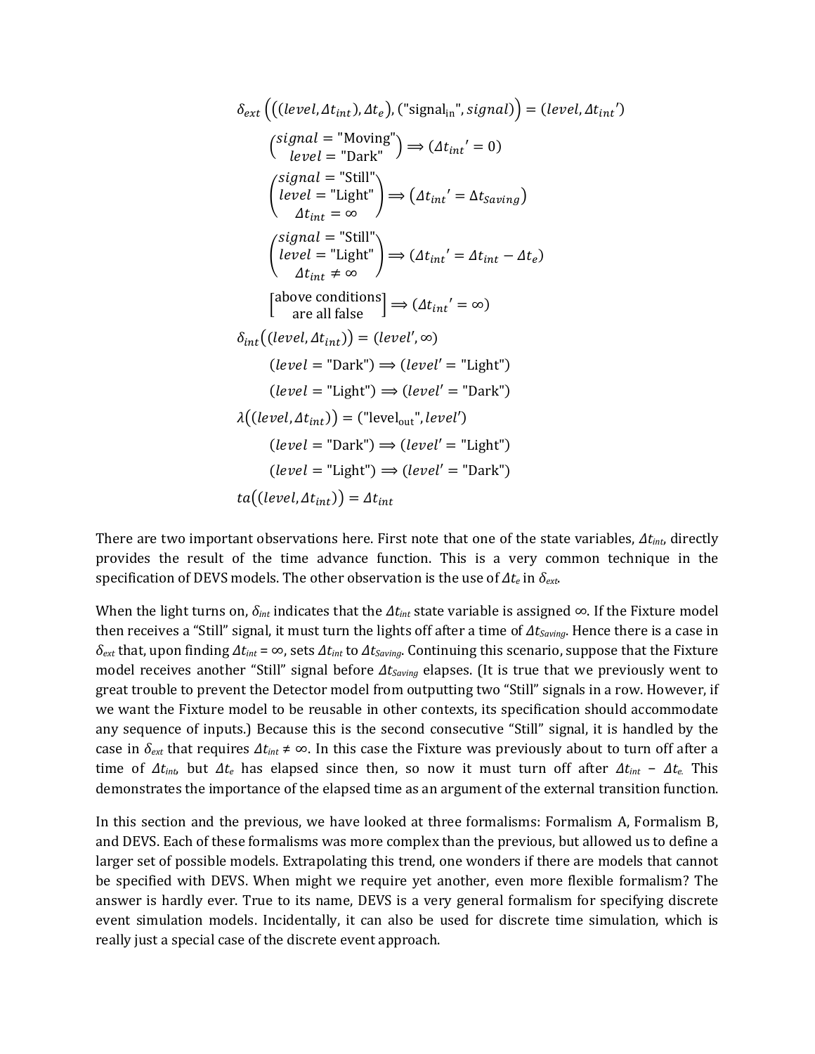$$\delta_{ext}\left(\left((level, \Delta t_{int}), \Delta t_e\right), (\text{"signal}_{\text{in}}\text{"}, signal)\right) = (level, \Delta t_{int}')$$

$$\begin{pmatrix} signal = \text{"Moving"} \\ level = \text{"Dark"} \end{pmatrix} \Longrightarrow (\Delta t_{int}' = 0)$$

$$\begin{pmatrix} signal = \text{"Still"} \\ level = \text{"Light"} \\ \Delta t_{int} = \infty \end{pmatrix} \Longrightarrow (\Delta t_{int}' = \Delta t_{Saving})$$

$$\begin{pmatrix} signal = \text{"Still"} \\ level = \text{"Light"} \\ \Delta t_{int} \neq \infty \end{pmatrix} \Longrightarrow (\Delta t_{int}' = \Delta t_{int} - \Delta t_e)$$

$$\begin{bmatrix} \text{above conditions} \\ \text{are all false} \end{bmatrix} \Longrightarrow (\Delta t_{int}' = \infty)$$

$$\delta_{int}\left((level, \Delta t_{int})\right) = (level', \infty)$$

$$(level = \text{"Dark"}) \Longrightarrow (level' = \text{"Light"})$$

$$(level = \text{"Light"}) \Longrightarrow (level' = \text{"Dark"})$$

$$\lambda\left((level, \Delta t_{int})\right) = (\text{"level}_{\text{out}}\text{"}, level')$$

$$(level = \text{"Dark"}) \Longrightarrow (level' = \text{"Light"})$$

$$(level = \text{"Light"}) \Longrightarrow (level' = \text{"Dark"})$$

$$ta\left((level, \Delta t_{int})\right) = \Delta t_{int}$$

There are two important observations here. First note that one of the state variables, $\Delta t_{int}$, directly provides the result of the time advance function. This is a very common technique in the specification of DEVS models. The other observation is the use of $\Delta t_e$ in $\delta_{ext}$.

When the light turns on, $\delta_{int}$ indicates that the $\Delta t_{int}$ state variable is assigned $\infty$. If the Fixture model then receives a "Still" signal, it must turn the lights off after a time of $\Delta t_{Saving}$. Hence there is a case in $\delta_{ext}$ that, upon finding $\Delta t_{int} = \infty$, sets $\Delta t_{int}$ to $\Delta t_{Saving}$. Continuing this scenario, suppose that the Fixture model receives another "Still" signal before $\Delta t_{Saving}$ elapses. (It is true that we previously went to great trouble to prevent the Detector model from outputting two "Still" signals in a row. However, if we want the Fixture model to be reusable in other contexts, its specification should accommodate any sequence of inputs.) Because this is the second consecutive "Still" signal, it is handled by the case in $\delta_{ext}$ that requires $\Delta t_{int} \neq \infty$. In this case the Fixture was previously about to turn off after a time of $\Delta t_{int}$, but $\Delta t_e$ has elapsed since then, so now it must turn off after $\Delta t_{int} - \Delta t_e$. This demonstrates the importance of the elapsed time as an argument of the external transition function.

In this section and the previous, we have looked at three formalisms: Formalism A, Formalism B, and DEVS. Each of these formalisms was more complex than the previous, but allowed us to define a larger set of possible models. Extrapolating this trend, one wonders if there are models that cannot be specified with DEVS. When might we require yet another, even more flexible formalism? The answer is hardly ever. True to its name, DEVS is a very general formalism for specifying discrete event simulation models. Incidentally, it can also be used for discrete time simulation, which is really just a special case of the discrete event approach.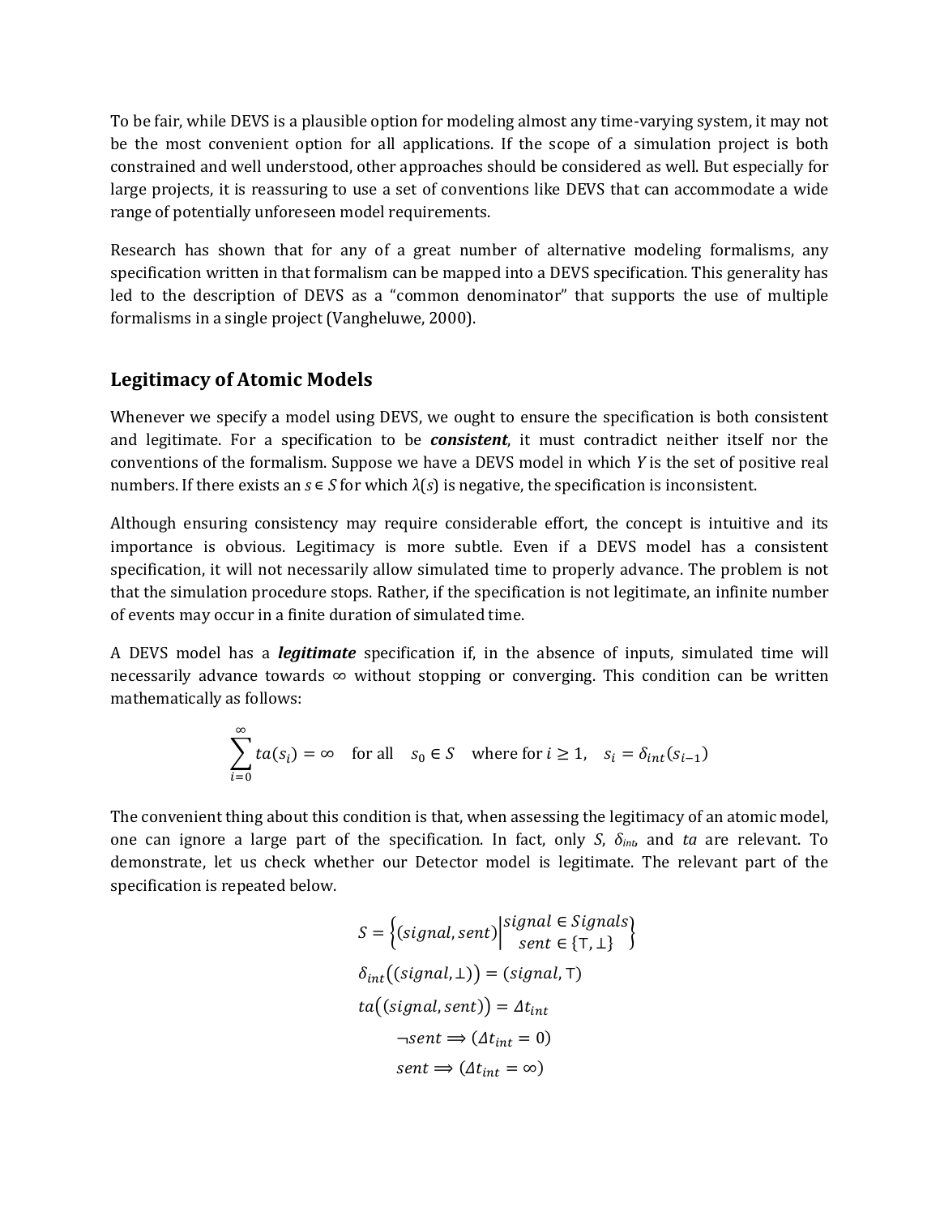To be fair, while DEVS is a plausible option for modeling almost any time-varying system, it may not be the most convenient option for all applications. If the scope of a simulation project is both constrained and well understood, other approaches should be considered as well. But especially for large projects, it is reassuring to use a set of conventions like DEVS that can accommodate a wide range of potentially unforeseen model requirements.

Research has shown that for any of a great number of alternative modeling formalisms, any specification written in that formalism can be mapped into a DEVS specification. This generality has led to the description of DEVS as a "common denominator" that supports the use of multiple formalisms in a single project (Vangheluwe, 2000).

## Legitimacy of Atomic Models

Whenever we specify a model using DEVS, we ought to ensure the specification is both consistent and legitimate. For a specification to be ***consistent***, it must contradict neither itself nor the conventions of the formalism. Suppose we have a DEVS model in which $Y$ is the set of positive real numbers. If there exists an $s \in S$ for which $\lambda(s)$ is negative, the specification is inconsistent.

Although ensuring consistency may require considerable effort, the concept is intuitive and its importance is obvious. Legitimacy is more subtle. Even if a DEVS model has a consistent specification, it will not necessarily allow simulated time to properly advance. The problem is not that the simulation procedure stops. Rather, if the specification is not legitimate, an infinite number of events may occur in a finite duration of simulated time.

A DEVS model has a ***legitimate*** specification if, in the absence of inputs, simulated time will necessarily advance towards $\infty$ without stopping or converging. This condition can be written mathematically as follows:

$$\sum_{i=0}^{\infty} ta(s_i) = \infty \quad \text{for all} \quad s_0 \in S \quad \text{where for } i \geq 1, \quad s_i = \delta_{int}(s_{i-1})$$

The convenient thing about this condition is that, when assessing the legitimacy of an atomic model, one can ignore a large part of the specification. In fact, only $S$, $\delta_{int}$, and $ta$ are relevant. To demonstrate, let us check whether our Detector model is legitimate. The relevant part of the specification is repeated below.

$$S = \left\{ (signal, sent) \middle| \begin{matrix} signal \in Signals \\ sent \in \{\top, \bot\} \end{matrix} \right\}$$

$$\delta_{int}\big((signal, \bot)\big) = (signal, \top)$$

$$ta\big((signal, sent)\big) = \Delta t_{int}$$

$$\neg sent \Longrightarrow (\Delta t_{int} = 0)$$

$$sent \Longrightarrow (\Delta t_{int} = \infty)$$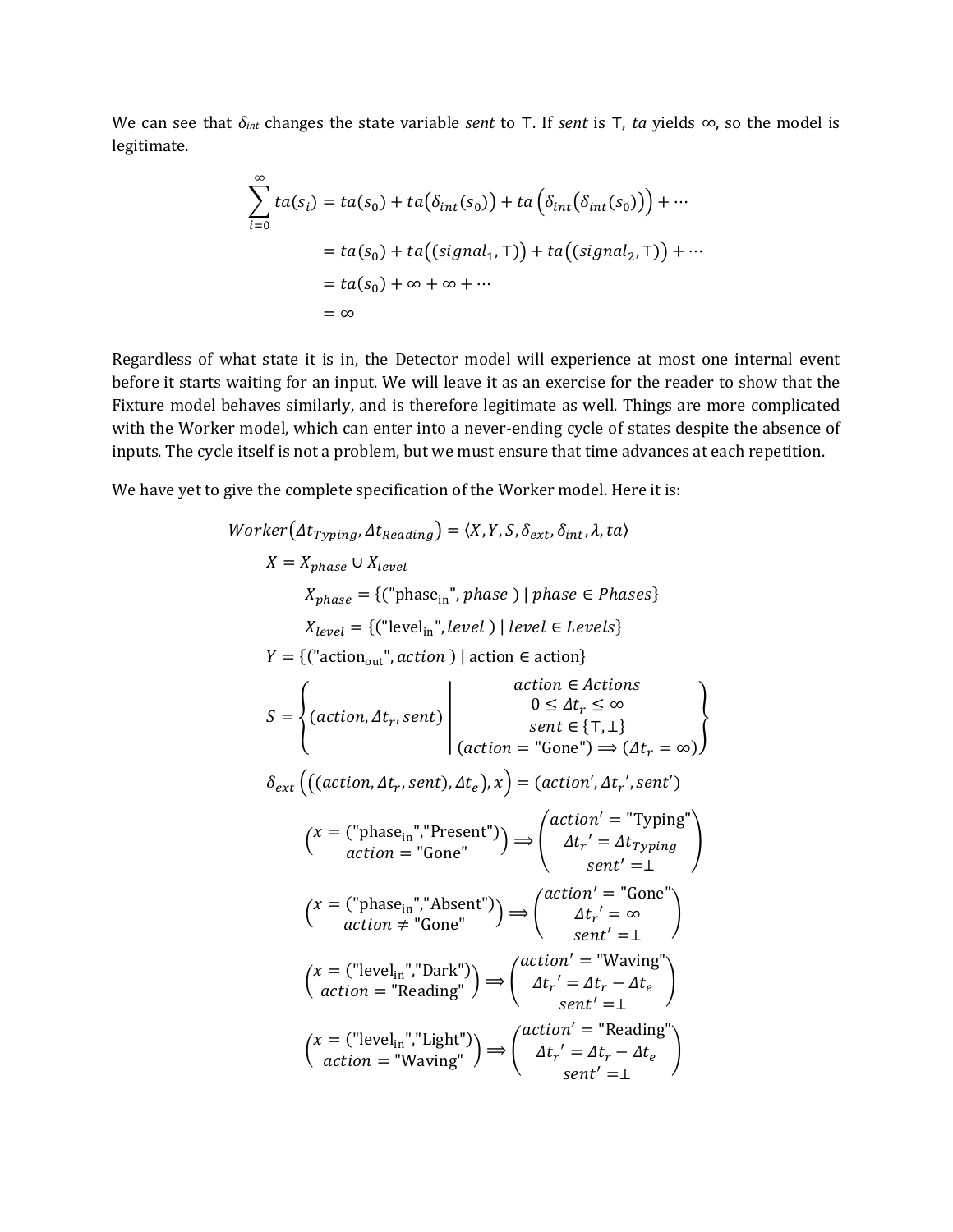We can see that $\delta_{int}$ changes the state variable *sent* to ⊤. If *sent* is ⊤, *ta* yields ∞, so the model is legitimate.

$$
\begin{aligned}
\sum_{i=0}^{\infty} ta(s_i) &= ta(s_0) + ta(\delta_{int}(s_0)) + ta\left(\delta_{int}(\delta_{int}(s_0))\right) + \cdots \\
&= ta(s_0) + ta((signal_1, \top)) + ta((signal_2, \top)) + \cdots \\
&= ta(s_0) + \infty + \infty + \cdots \\
&= \infty
\end{aligned}
$$

Regardless of what state it is in, the Detector model will experience at most one internal event before it starts waiting for an input. We will leave it as an exercise for the reader to show that the Fixture model behaves similarly, and is therefore legitimate as well. Things are more complicated with the Worker model, which can enter into a never-ending cycle of states despite the absence of inputs. The cycle itself is not a problem, but we must ensure that time advances at each repetition.

We have yet to give the complete specification of the Worker model. Here it is:

$$
Worker(\Delta t_{Typing}, \Delta t_{Reading}) = \langle X, Y, S, \delta_{ext}, \delta_{int}, \lambda, ta \rangle
$$

$$
X = X_{phase} \cup X_{level}
$$

$$
X_{phase} = \{(\text{"phase}_{\text{in}}\text{"}, phase) \mid phase \in Phases\}
$$

$$
X_{level} = \{(\text{"level}_{\text{in}}\text{"}, level) \mid level \in Levels\}
$$

$$
Y = \{(\text{"action}_{\text{out}}\text{"}, action) \mid \text{action} \in \text{action}\}
$$

$$
S = \left\{ (action, \Delta t_r, sent) \;\middle|\; \begin{array}{c} action \in Actions \\ 0 \leq \Delta t_r \leq \infty \\ sent \in \{\top, \bot\} \\ (action = \text{"Gone"}) \Rightarrow (\Delta t_r = \infty) \end{array} \right\}
$$

$$
\delta_{ext}\left(((action, \Delta t_r, sent), \Delta t_e), x\right) = (action', \Delta t_r', sent')
$$

$$
\begin{pmatrix} x = (\text{"phase}_{\text{in}}\text{"}, \text{"Present"}) \\ action = \text{"Gone"} \end{pmatrix} \Rightarrow \begin{pmatrix} action' = \text{"Typing"} \\ \Delta t_r' = \Delta t_{Typing} \\ sent' = \bot \end{pmatrix}
$$

$$
\begin{pmatrix} x = (\text{"phase}_{\text{in}}\text{"}, \text{"Absent"}) \\ action \neq \text{"Gone"} \end{pmatrix} \Rightarrow \begin{pmatrix} action' = \text{"Gone"} \\ \Delta t_r' = \infty \\ sent' = \bot \end{pmatrix}
$$

$$
\begin{pmatrix} x = (\text{"level}_{\text{in}}\text{"}, \text{"Dark"}) \\ action = \text{"Reading"} \end{pmatrix} \Rightarrow \begin{pmatrix} action' = \text{"Waving"} \\ \Delta t_r' = \Delta t_r - \Delta t_e \\ sent' = \bot \end{pmatrix}
$$

$$
\begin{pmatrix} x = (\text{"level}_{\text{in}}\text{"}, \text{"Light"}) \\ action = \text{"Waving"} \end{pmatrix} \Rightarrow \begin{pmatrix} action' = \text{"Reading"} \\ \Delta t_r' = \Delta t_r - \Delta t_e \\ sent' = \bot \end{pmatrix}
$$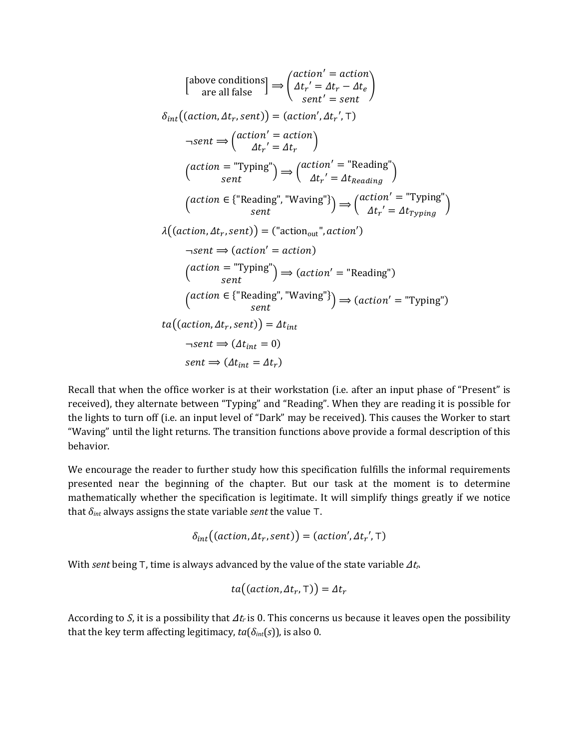$$\begin{bmatrix}\text{above conditions}\\\text{are all false}\end{bmatrix} \Longrightarrow \begin{pmatrix} action' = action \\ \Delta t_r' = \Delta t_r - \Delta t_e \\ sent' = sent \end{pmatrix}$$

$$\delta_{int}\big((action, \Delta t_r, sent)\big) = (action', \Delta t_r', \top)$$

$$\neg sent \Longrightarrow \begin{pmatrix} action' = action \\ \Delta t_r' = \Delta t_r \end{pmatrix}$$

$$\begin{pmatrix} action = \text{"Typing"} \\ sent \end{pmatrix} \Longrightarrow \begin{pmatrix} action' = \text{"Reading"} \\ \Delta t_r' = \Delta t_{Reading} \end{pmatrix}$$

$$\begin{pmatrix} action \in \{\text{"Reading", "Waving"}\} \\ sent \end{pmatrix} \Longrightarrow \begin{pmatrix} action' = \text{"Typing"} \\ \Delta t_r' = \Delta t_{Typing} \end{pmatrix}$$

$$\lambda\big((action, \Delta t_r, sent)\big) = (\text{"action}_{\text{out}}\text{"}, action')$$

$$\neg sent \Longrightarrow (action' = action)$$

$$\begin{pmatrix} action = \text{"Typing"} \\ sent \end{pmatrix} \Longrightarrow (action' = \text{"Reading"})$$

$$\begin{pmatrix} action \in \{\text{"Reading", "Waving"}\} \\ sent \end{pmatrix} \Longrightarrow (action' = \text{"Typing"})$$

$$ta\big((action, \Delta t_r, sent)\big) = \Delta t_{int}$$

$$\neg sent \Longrightarrow (\Delta t_{int} = 0)$$

$$sent \Longrightarrow (\Delta t_{int} = \Delta t_r)$$

Recall that when the office worker is at their workstation (i.e. after an input phase of "Present" is received), they alternate between "Typing" and "Reading". When they are reading it is possible for the lights to turn off (i.e. an input level of "Dark" may be received). This causes the Worker to start "Waving" until the light returns. The transition functions above provide a formal description of this behavior.

We encourage the reader to further study how this specification fulfills the informal requirements presented near the beginning of the chapter. But our task at the moment is to determine mathematically whether the specification is legitimate. It will simplify things greatly if we notice that $\delta_{int}$ always assigns the state variable *sent* the value ⊤.

$$\delta_{int}\big((action, \Delta t_r, sent)\big) = (action', \Delta t_r', \top)$$

With *sent* being ⊤, time is always advanced by the value of the state variable $\Delta t_r$.

$$ta\big((action, \Delta t_r, \top)\big) = \Delta t_r$$

According to *S*, it is a possibility that $\Delta t_r$ is 0. This concerns us because it leaves open the possibility that the key term affecting legitimacy, $ta(\delta_{int}(s))$, is also 0.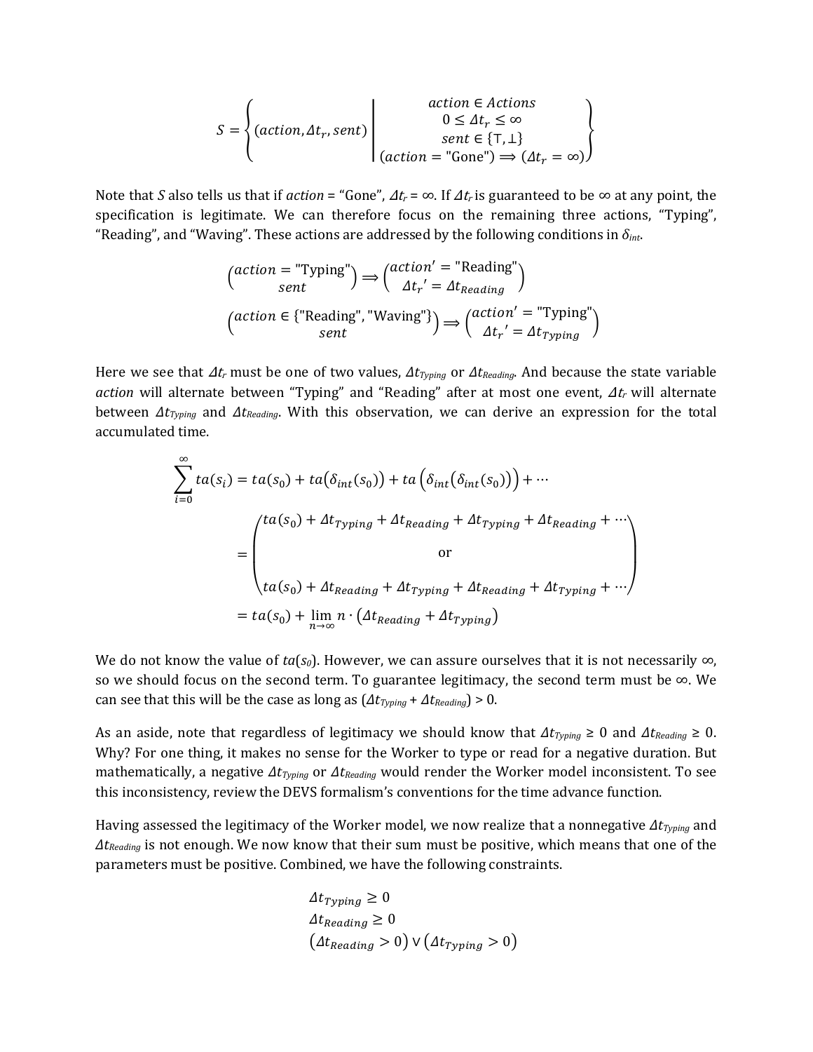$$S = \left\{ (action, \Delta t_r, sent) \;\middle|\; \begin{array}{c} action \in Actions \\ 0 \leq \Delta t_r \leq \infty \\ sent \in \{\top, \bot\} \\ (action = \text{"Gone"}) \Longrightarrow (\Delta t_r = \infty) \end{array} \right\}$$

Note that $S$ also tells us that if $action$ = "Gone", $\Delta t_r = \infty$. If $\Delta t_r$ is guaranteed to be $\infty$ at any point, the specification is legitimate. We can therefore focus on the remaining three actions, "Typing", "Reading", and "Waving". These actions are addressed by the following conditions in $\delta_{int}$.

$$\begin{pmatrix} action = \text{"Typing"} \\ sent \end{pmatrix} \Longrightarrow \begin{pmatrix} action' = \text{"Reading"} \\ \Delta t_r{}' = \Delta t_{Reading} \end{pmatrix}$$

$$\begin{pmatrix} action \in \{\text{"Reading"}, \text{"Waving"}\} \\ sent \end{pmatrix} \Longrightarrow \begin{pmatrix} action' = \text{"Typing"} \\ \Delta t_r{}' = \Delta t_{Typing} \end{pmatrix}$$

Here we see that $\Delta t_r$ must be one of two values, $\Delta t_{Typing}$ or $\Delta t_{Reading}$. And because the state variable $action$ will alternate between "Typing" and "Reading" after at most one event, $\Delta t_r$ will alternate between $\Delta t_{Typing}$ and $\Delta t_{Reading}$. With this observation, we can derive an expression for the total accumulated time.

$$\begin{aligned}
\sum_{i=0}^{\infty} ta(s_i) &= ta(s_0) + ta(\delta_{int}(s_0)) + ta\left(\delta_{int}(\delta_{int}(s_0))\right) + \cdots \\
&= \begin{pmatrix} ta(s_0) + \Delta t_{Typing} + \Delta t_{Reading} + \Delta t_{Typing} + \Delta t_{Reading} + \cdots \\ \text{or} \\ ta(s_0) + \Delta t_{Reading} + \Delta t_{Typing} + \Delta t_{Reading} + \Delta t_{Typing} + \cdots \end{pmatrix} \\
&= ta(s_0) + \lim_{n \to \infty} n \cdot (\Delta t_{Reading} + \Delta t_{Typing})
\end{aligned}$$

We do not know the value of $ta(s_0)$. However, we can assure ourselves that it is not necessarily $\infty$, so we should focus on the second term. To guarantee legitimacy, the second term must be $\infty$. We can see that this will be the case as long as $(\Delta t_{Typing} + \Delta t_{Reading}) > 0$.

As an aside, note that regardless of legitimacy we should know that $\Delta t_{Typing} \geq 0$ and $\Delta t_{Reading} \geq 0$. Why? For one thing, it makes no sense for the Worker to type or read for a negative duration. But mathematically, a negative $\Delta t_{Typing}$ or $\Delta t_{Reading}$ would render the Worker model inconsistent. To see this inconsistency, review the DEVS formalism's conventions for the time advance function.

Having assessed the legitimacy of the Worker model, we now realize that a nonnegative $\Delta t_{Typing}$ and $\Delta t_{Reading}$ is not enough. We now know that their sum must be positive, which means that one of the parameters must be positive. Combined, we have the following constraints.

$$\begin{aligned}
&\Delta t_{Typing} \geq 0 \\
&\Delta t_{Reading} \geq 0 \\
&(\Delta t_{Reading} > 0) \vee (\Delta t_{Typing} > 0)
\end{aligned}$$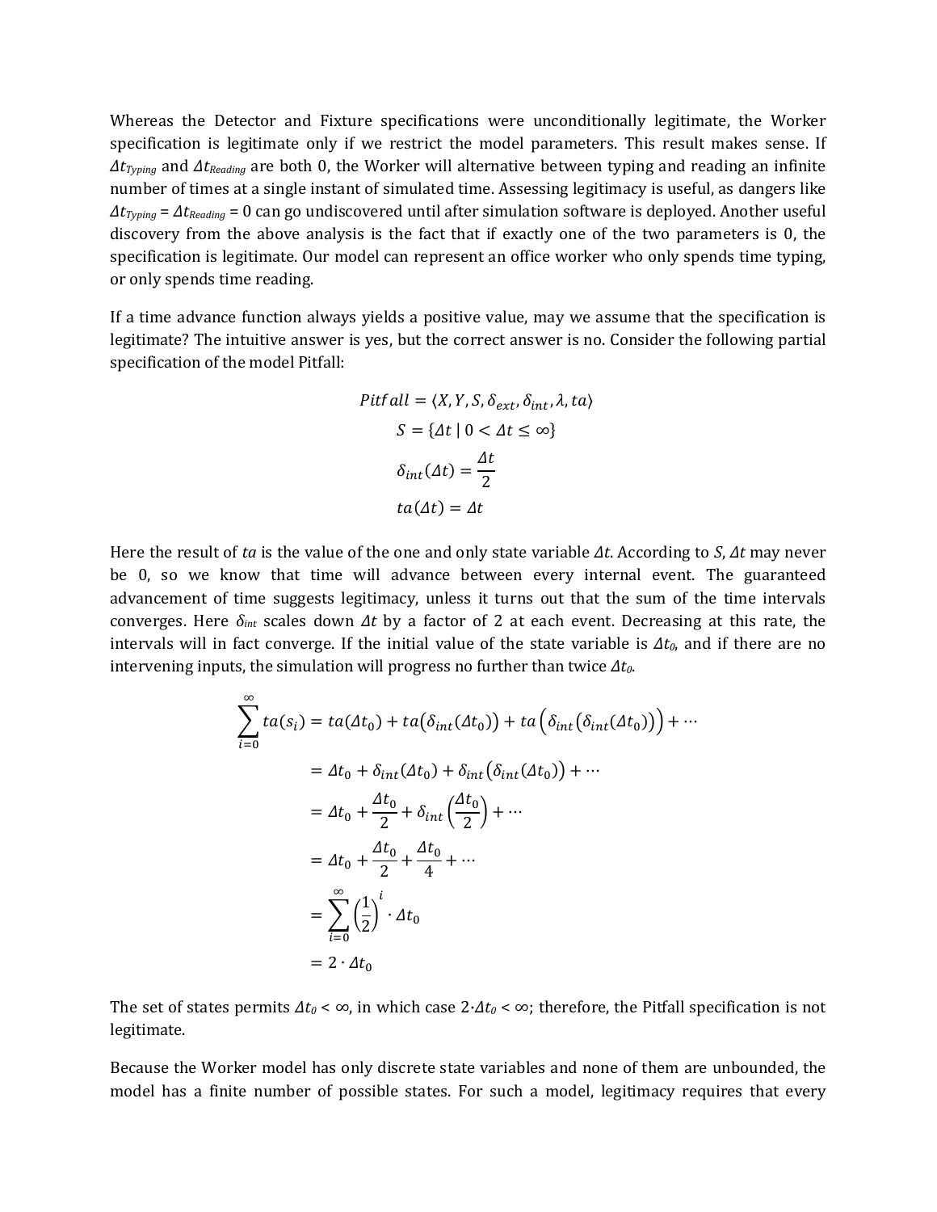Whereas the Detector and Fixture specifications were unconditionally legitimate, the Worker specification is legitimate only if we restrict the model parameters. This result makes sense. If $\Delta t_{Typing}$ and $\Delta t_{Reading}$ are both 0, the Worker will alternative between typing and reading an infinite number of times at a single instant of simulated time. Assessing legitimacy is useful, as dangers like $\Delta t_{Typing} = \Delta t_{Reading} = 0$ can go undiscovered until after simulation software is deployed. Another useful discovery from the above analysis is the fact that if exactly one of the two parameters is 0, the specification is legitimate. Our model can represent an office worker who only spends time typing, or only spends time reading.

If a time advance function always yields a positive value, may we assume that the specification is legitimate? The intuitive answer is yes, but the correct answer is no. Consider the following partial specification of the model Pitfall:

$$Pitfall = \langle X, Y, S, \delta_{ext}, \delta_{int}, \lambda, ta \rangle$$

$$S = \{\Delta t \mid 0 < \Delta t \leq \infty\}$$

$$\delta_{int}(\Delta t) = \frac{\Delta t}{2}$$

$$ta(\Delta t) = \Delta t$$

Here the result of $ta$ is the value of the one and only state variable $\Delta t$. According to $S$, $\Delta t$ may never be 0, so we know that time will advance between every internal event. The guaranteed advancement of time suggests legitimacy, unless it turns out that the sum of the time intervals converges. Here $\delta_{int}$ scales down $\Delta t$ by a factor of 2 at each event. Decreasing at this rate, the intervals will in fact converge. If the initial value of the state variable is $\Delta t_0$, and if there are no intervening inputs, the simulation will progress no further than twice $\Delta t_0$.

$$\begin{aligned}
\sum_{i=0}^{\infty} ta(s_i) &= ta(\Delta t_0) + ta\big(\delta_{int}(\Delta t_0)\big) + ta\Big(\delta_{int}\big(\delta_{int}(\Delta t_0)\big)\Big) + \cdots \\
&= \Delta t_0 + \delta_{int}(\Delta t_0) + \delta_{int}\big(\delta_{int}(\Delta t_0)\big) + \cdots \\
&= \Delta t_0 + \frac{\Delta t_0}{2} + \delta_{int}\left(\frac{\Delta t_0}{2}\right) + \cdots \\
&= \Delta t_0 + \frac{\Delta t_0}{2} + \frac{\Delta t_0}{4} + \cdots \\
&= \sum_{i=0}^{\infty} \left(\frac{1}{2}\right)^i \cdot \Delta t_0 \\
&= 2 \cdot \Delta t_0
\end{aligned}$$

The set of states permits $\Delta t_0 < \infty$, in which case $2 \cdot \Delta t_0 < \infty$; therefore, the Pitfall specification is not legitimate.

Because the Worker model has only discrete state variables and none of them are unbounded, the model has a finite number of possible states. For such a model, legitimacy requires that every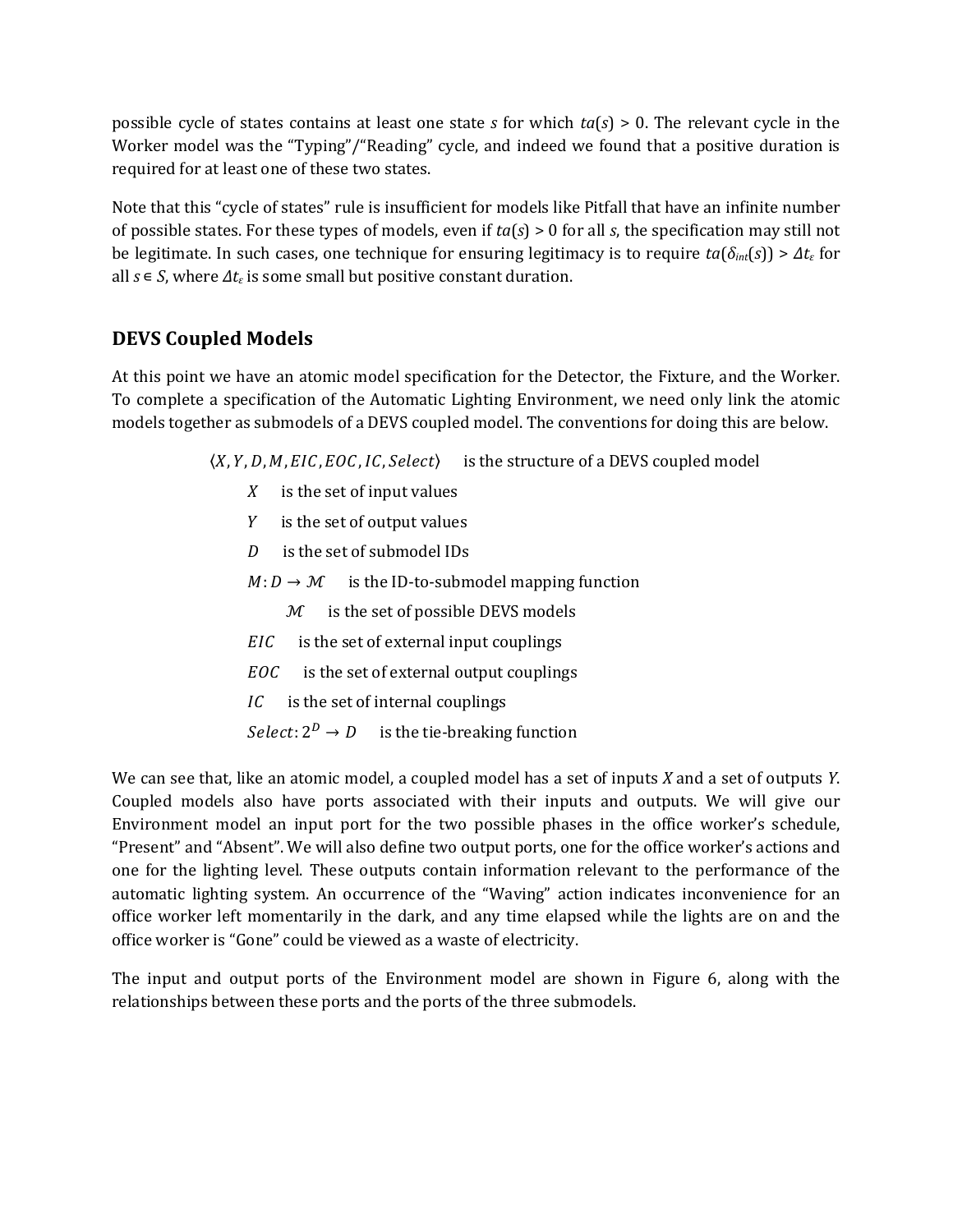possible cycle of states contains at least one state $s$ for which $ta(s) > 0$. The relevant cycle in the Worker model was the "Typing"/"Reading" cycle, and indeed we found that a positive duration is required for at least one of these two states.

Note that this "cycle of states" rule is insufficient for models like Pitfall that have an infinite number of possible states. For these types of models, even if $ta(s) > 0$ for all $s$, the specification may still not be legitimate. In such cases, one technique for ensuring legitimacy is to require $ta(\delta_{int}(s)) > \Delta t_\varepsilon$ for all $s \in S$, where $\Delta t_\varepsilon$ is some small but positive constant duration.

## DEVS Coupled Models

At this point we have an atomic model specification for the Detector, the Fixture, and the Worker. To complete a specification of the Automatic Lighting Environment, we need only link the atomic models together as submodels of a DEVS coupled model. The conventions for doing this are below.

$\langle X, Y, D, M, EIC, EOC, IC, Select \rangle$ is the structure of a DEVS coupled model

- $X$ is the set of input values
- $Y$ is the set of output values
- $D$ is the set of submodel IDs
- $M: D \rightarrow \mathcal{M}$ is the ID-to-submodel mapping function
  - $\mathcal{M}$ is the set of possible DEVS models
- $EIC$ is the set of external input couplings
- $EOC$ is the set of external output couplings
- $IC$ is the set of internal couplings
- $Select: 2^D \rightarrow D$ is the tie-breaking function

We can see that, like an atomic model, a coupled model has a set of inputs $X$ and a set of outputs $Y$. Coupled models also have ports associated with their inputs and outputs. We will give our Environment model an input port for the two possible phases in the office worker's schedule, "Present" and "Absent". We will also define two output ports, one for the office worker's actions and one for the lighting level. These outputs contain information relevant to the performance of the automatic lighting system. An occurrence of the "Waving" action indicates inconvenience for an office worker left momentarily in the dark, and any time elapsed while the lights are on and the office worker is "Gone" could be viewed as a waste of electricity.

The input and output ports of the Environment model are shown in Figure 6, along with the relationships between these ports and the ports of the three submodels.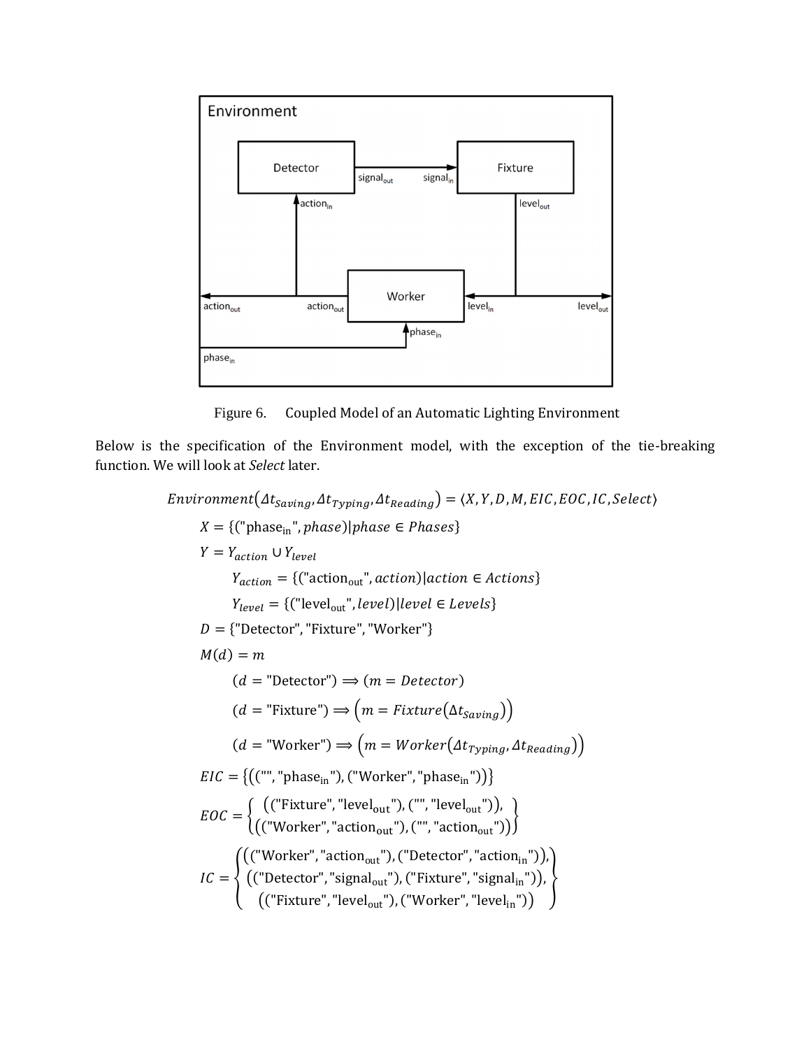Figure 6. Coupled Model of an Automatic Lighting Environment

Below is the specification of the Environment model, with the exception of the tie-breaking function. We will look at *Select* later.

$$Environment(\Delta t_{Saving}, \Delta t_{Typing}, \Delta t_{Reading}) = \langle X, Y, D, M, EIC, EOC, IC, Select \rangle$$

$$X = \{(\text{"phase}_{\text{in}}\text{"}, phase) | phase \in Phases\}$$

$$Y = Y_{action} \cup Y_{level}$$

$$Y_{action} = \{(\text{"action}_{\text{out}}\text{"}, action) | action \in Actions\}$$

$$Y_{level} = \{(\text{"level}_{\text{out}}\text{"}, level) | level \in Levels\}$$

$$D = \{\text{"Detector"}, \text{"Fixture"}, \text{"Worker"}\}$$

$$M(d) = m$$

$$(d = \text{"Detector"}) \Longrightarrow (m = Detector)$$

$$(d = \text{"Fixture"}) \Longrightarrow \left(m = Fixture(\Delta t_{Saving})\right)$$

$$(d = \text{"Worker"}) \Longrightarrow \left(m = Worker(\Delta t_{Typing}, \Delta t_{Reading})\right)$$

$$EIC = \{((\text{""}, \text{"phase}_{\text{in}}\text{"}), (\text{"Worker"}, \text{"phase}_{\text{in}}\text{"}))\}$$

$$EOC = \left\{ \begin{array}{c} ((\text{"Fixture"}, \text{"level}_{\text{out}}\text{"}), (\text{""}, \text{"level}_{\text{out}}\text{"})), \\ ((\text{"Worker"}, \text{"action}_{\text{out}}\text{"}), (\text{""}, \text{"action}_{\text{out}}\text{"})) \end{array} \right\}$$

$$IC = \left\{ \begin{array}{c} ((\text{"Worker"}, \text{"action}_{\text{out}}\text{"}), (\text{"Detector"}, \text{"action}_{\text{in}}\text{"})), \\ ((\text{"Detector"}, \text{"signal}_{\text{out}}\text{"}), (\text{"Fixture"}, \text{"signal}_{\text{in}}\text{"})), \\ ((\text{"Fixture"}, \text{"level}_{\text{out}}\text{"}), (\text{"Worker"}, \text{"level}_{\text{in}}\text{"})) \end{array} \right\}$$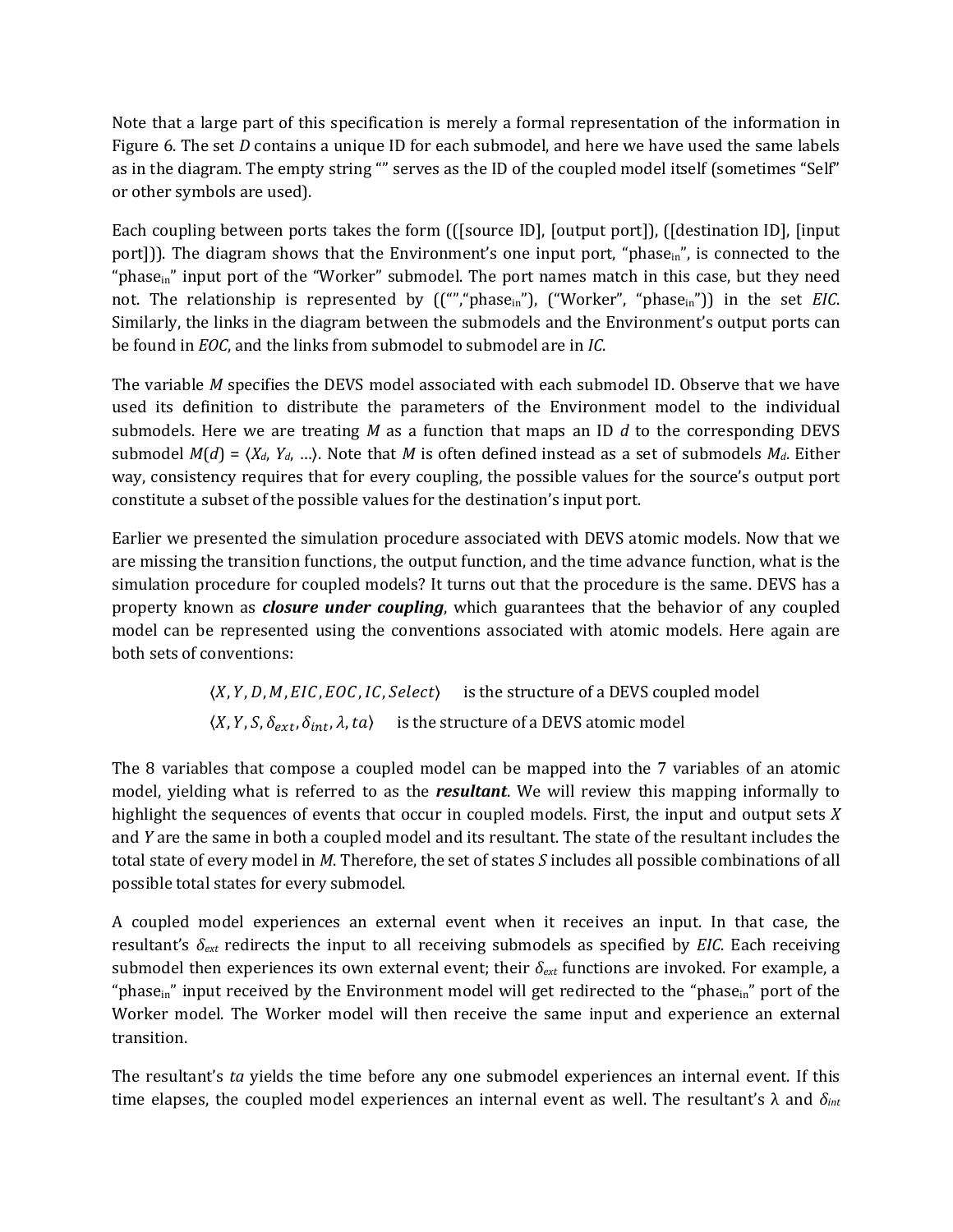Note that a large part of this specification is merely a formal representation of the information in Figure 6. The set $D$ contains a unique ID for each submodel, and here we have used the same labels as in the diagram. The empty string "" serves as the ID of the coupled model itself (sometimes "Self" or other symbols are used).

Each coupling between ports takes the form (([source ID], [output port]), ([destination ID], [input port])). The diagram shows that the Environment's one input port, "$\text{phase}_{\text{in}}$", is connected to the "$\text{phase}_{\text{in}}$" input port of the "Worker" submodel. The port names match in this case, but they need not. The relationship is represented by (("","$\text{phase}_{\text{in}}$"), ("Worker", "$\text{phase}_{\text{in}}$")) in the set *EIC*. Similarly, the links in the diagram between the submodels and the Environment's output ports can be found in *EOC*, and the links from submodel to submodel are in *IC*.

The variable $M$ specifies the DEVS model associated with each submodel ID. Observe that we have used its definition to distribute the parameters of the Environment model to the individual submodels. Here we are treating $M$ as a function that maps an ID $d$ to the corresponding DEVS submodel $M(d) = \langle X_d, Y_d, \ldots \rangle$. Note that $M$ is often defined instead as a set of submodels $M_d$. Either way, consistency requires that for every coupling, the possible values for the source's output port constitute a subset of the possible values for the destination's input port.

Earlier we presented the simulation procedure associated with DEVS atomic models. Now that we are missing the transition functions, the output function, and the time advance function, what is the simulation procedure for coupled models? It turns out that the procedure is the same. DEVS has a property known as ***closure under coupling***, which guarantees that the behavior of any coupled model can be represented using the conventions associated with atomic models. Here again are both sets of conventions:

$\langle X, Y, D, M, EIC, EOC, IC, Select \rangle$ is the structure of a DEVS coupled model

$\langle X, Y, S, \delta_{ext}, \delta_{int}, \lambda, ta \rangle$ is the structure of a DEVS atomic model

The 8 variables that compose a coupled model can be mapped into the 7 variables of an atomic model, yielding what is referred to as the ***resultant***. We will review this mapping informally to highlight the sequences of events that occur in coupled models. First, the input and output sets $X$ and $Y$ are the same in both a coupled model and its resultant. The state of the resultant includes the total state of every model in $M$. Therefore, the set of states $S$ includes all possible combinations of all possible total states for every submodel.

A coupled model experiences an external event when it receives an input. In that case, the resultant's $\delta_{ext}$ redirects the input to all receiving submodels as specified by *EIC*. Each receiving submodel then experiences its own external event; their $\delta_{ext}$ functions are invoked. For example, a "$\text{phase}_{\text{in}}$" input received by the Environment model will get redirected to the "$\text{phase}_{\text{in}}$" port of the Worker model. The Worker model will then receive the same input and experience an external transition.

The resultant's $ta$ yields the time before any one submodel experiences an internal event. If this time elapses, the coupled model experiences an internal event as well. The resultant's $\lambda$ and $\delta_{int}$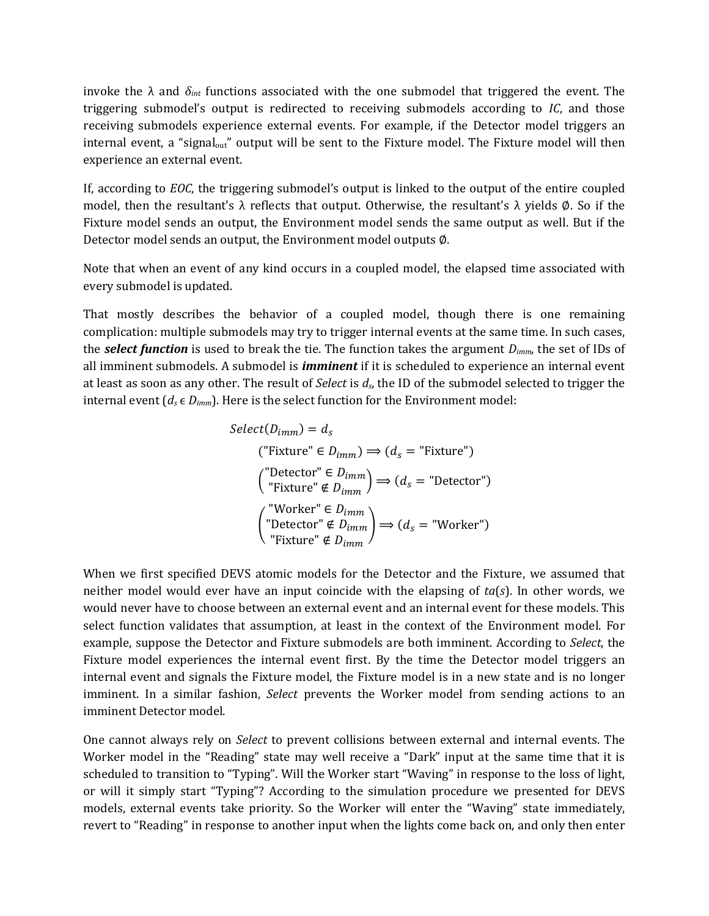invoke the λ and $\delta_{int}$ functions associated with the one submodel that triggered the event. The triggering submodel's output is redirected to receiving submodels according to *IC*, and those receiving submodels experience external events. For example, if the Detector model triggers an internal event, a "$\text{signal}_{\text{out}}$" output will be sent to the Fixture model. The Fixture model will then experience an external event.

If, according to *EOC*, the triggering submodel's output is linked to the output of the entire coupled model, then the resultant's λ reflects that output. Otherwise, the resultant's λ yields ∅. So if the Fixture model sends an output, the Environment model sends the same output as well. But if the Detector model sends an output, the Environment model outputs ∅.

Note that when an event of any kind occurs in a coupled model, the elapsed time associated with every submodel is updated.

That mostly describes the behavior of a coupled model, though there is one remaining complication: multiple submodels may try to trigger internal events at the same time. In such cases, the ***select function*** is used to break the tie. The function takes the argument $D_{imm}$, the set of IDs of all imminent submodels. A submodel is ***imminent*** if it is scheduled to experience an internal event at least as soon as any other. The result of *Select* is $d_s$, the ID of the submodel selected to trigger the internal event ($d_s \in D_{imm}$). Here is the select function for the Environment model:

$$
\begin{aligned}
&Select(D_{imm}) = d_s \\
&\quad (\text{"Fixture"} \in D_{imm}) \Rightarrow (d_s = \text{"Fixture"}) \\
&\quad \begin{pmatrix} \text{"Detector"} \in D_{imm} \\ \text{"Fixture"} \notin D_{imm} \end{pmatrix} \Rightarrow (d_s = \text{"Detector"}) \\
&\quad \begin{pmatrix} \text{"Worker"} \in D_{imm} \\ \text{"Detector"} \notin D_{imm} \\ \text{"Fixture"} \notin D_{imm} \end{pmatrix} \Rightarrow (d_s = \text{"Worker"})
\end{aligned}
$$

When we first specified DEVS atomic models for the Detector and the Fixture, we assumed that neither model would ever have an input coincide with the elapsing of $ta(s)$. In other words, we would never have to choose between an external event and an internal event for these models. This select function validates that assumption, at least in the context of the Environment model. For example, suppose the Detector and Fixture submodels are both imminent. According to *Select*, the Fixture model experiences the internal event first. By the time the Detector model triggers an internal event and signals the Fixture model, the Fixture model is in a new state and is no longer imminent. In a similar fashion, *Select* prevents the Worker model from sending actions to an imminent Detector model.

One cannot always rely on *Select* to prevent collisions between external and internal events. The Worker model in the "Reading" state may well receive a "Dark" input at the same time that it is scheduled to transition to "Typing". Will the Worker start "Waving" in response to the loss of light, or will it simply start "Typing"? According to the simulation procedure we presented for DEVS models, external events take priority. So the Worker will enter the "Waving" state immediately, revert to "Reading" in response to another input when the lights come back on, and only then enter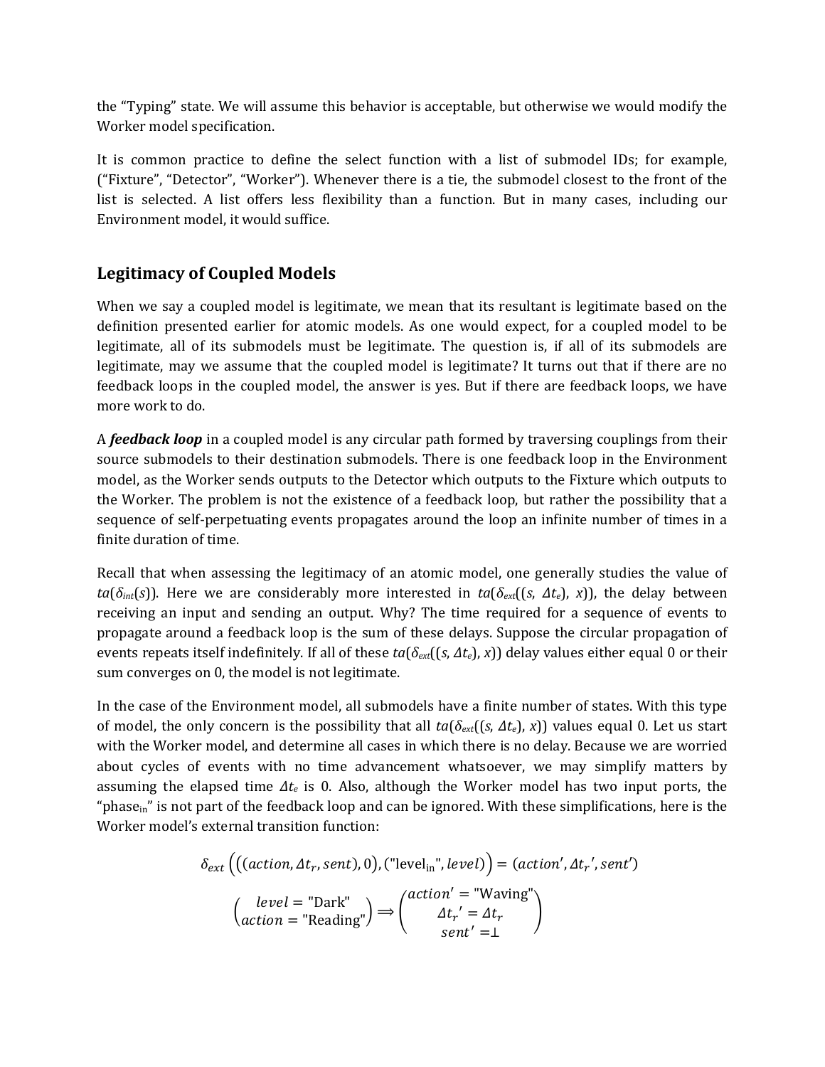the “Typing” state. We will assume this behavior is acceptable, but otherwise we would modify the Worker model specification.

It is common practice to define the select function with a list of submodel IDs; for example, (“Fixture”, “Detector”, “Worker”). Whenever there is a tie, the submodel closest to the front of the list is selected. A list offers less flexibility than a function. But in many cases, including our Environment model, it would suffice.

## Legitimacy of Coupled Models

When we say a coupled model is legitimate, we mean that its resultant is legitimate based on the definition presented earlier for atomic models. As one would expect, for a coupled model to be legitimate, all of its submodels must be legitimate. The question is, if all of its submodels are legitimate, may we assume that the coupled model is legitimate? It turns out that if there are no feedback loops in the coupled model, the answer is yes. But if there are feedback loops, we have more work to do.

A ***feedback loop*** in a coupled model is any circular path formed by traversing couplings from their source submodels to their destination submodels. There is one feedback loop in the Environment model, as the Worker sends outputs to the Detector which outputs to the Fixture which outputs to the Worker. The problem is not the existence of a feedback loop, but rather the possibility that a sequence of self-perpetuating events propagates around the loop an infinite number of times in a finite duration of time.

Recall that when assessing the legitimacy of an atomic model, one generally studies the value of $ta(\delta_{int}(s))$. Here we are considerably more interested in $ta(\delta_{ext}((s, \Delta t_e), x))$, the delay between receiving an input and sending an output. Why? The time required for a sequence of events to propagate around a feedback loop is the sum of these delays. Suppose the circular propagation of events repeats itself indefinitely. If all of these $ta(\delta_{ext}((s, \Delta t_e), x))$ delay values either equal 0 or their sum converges on 0, the model is not legitimate.

In the case of the Environment model, all submodels have a finite number of states. With this type of model, the only concern is the possibility that all $ta(\delta_{ext}((s, \Delta t_e), x))$ values equal 0. Let us start with the Worker model, and determine all cases in which there is no delay. Because we are worried about cycles of events with no time advancement whatsoever, we may simplify matters by assuming the elapsed time $\Delta t_e$ is 0. Also, although the Worker model has two input ports, the “$\text{phase}_{\text{in}}$” is not part of the feedback loop and can be ignored. With these simplifications, here is the Worker model’s external transition function:

$$\delta_{ext}\left(\left((action, \Delta t_r, sent), 0\right), (\text{"level}_{\text{in}}\text{"}, level)\right) = (action', \Delta t_r', sent')$$

$$\begin{pmatrix} level = \text{"Dark"} \\ action = \text{"Reading"} \end{pmatrix} \Longrightarrow \begin{pmatrix} action' = \text{"Waving"} \\ \Delta t_r' = \Delta t_r \\ sent' = \perp \end{pmatrix}$$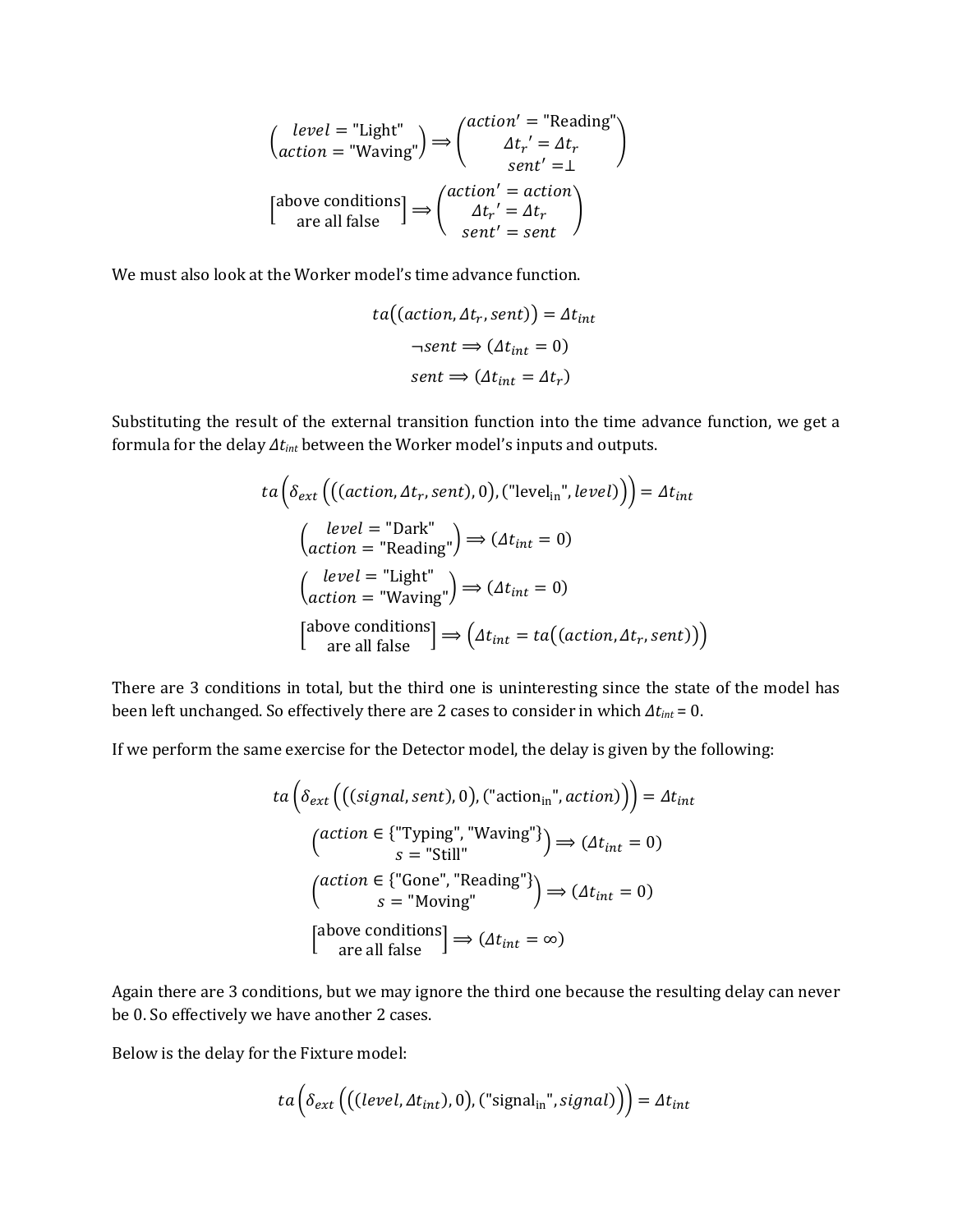$$\begin{pmatrix} level = \text{"Light"} \\ action = \text{"Waving"} \end{pmatrix} \Longrightarrow \begin{pmatrix} action' = \text{"Reading"} \\ \Delta t_r' = \Delta t_r \\ sent' = \bot \end{pmatrix}$$

$$\begin{bmatrix} \text{above conditions} \\ \text{are all false} \end{bmatrix} \Longrightarrow \begin{pmatrix} action' = action \\ \Delta t_r' = \Delta t_r \\ sent' = sent \end{pmatrix}$$

We must also look at the Worker model's time advance function.

$$ta\big((action, \Delta t_r, sent)\big) = \Delta t_{int}$$

$$\neg sent \Longrightarrow (\Delta t_{int} = 0)$$

$$sent \Longrightarrow (\Delta t_{int} = \Delta t_r)$$

Substituting the result of the external transition function into the time advance function, we get a formula for the delay $\Delta t_{int}$ between the Worker model's inputs and outputs.

$$ta\Big(\delta_{ext}\Big(\big((action, \Delta t_r, sent), 0\big), (\text{"level}_{\text{in}}\text{"}, level)\Big)\Big) = \Delta t_{int}$$

$$\begin{pmatrix} level = \text{"Dark"} \\ action = \text{"Reading"} \end{pmatrix} \Longrightarrow (\Delta t_{int} = 0)$$

$$\begin{pmatrix} level = \text{"Light"} \\ action = \text{"Waving"} \end{pmatrix} \Longrightarrow (\Delta t_{int} = 0)$$

$$\begin{bmatrix} \text{above conditions} \\ \text{are all false} \end{bmatrix} \Longrightarrow \Big(\Delta t_{int} = ta\big((action, \Delta t_r, sent)\big)\Big)$$

There are 3 conditions in total, but the third one is uninteresting since the state of the model has been left unchanged. So effectively there are 2 cases to consider in which $\Delta t_{int} = 0$.

If we perform the same exercise for the Detector model, the delay is given by the following:

$$ta\Big(\delta_{ext}\Big(\big((signal, sent), 0\big), (\text{"action}_{\text{in}}\text{"}, action)\Big)\Big) = \Delta t_{int}$$

$$\begin{pmatrix} action \in \{\text{"Typing", "Waving"}\} \\ s = \text{"Still"} \end{pmatrix} \Longrightarrow (\Delta t_{int} = 0)$$

$$\begin{pmatrix} action \in \{\text{"Gone", "Reading"}\} \\ s = \text{"Moving"} \end{pmatrix} \Longrightarrow (\Delta t_{int} = 0)$$

$$\begin{bmatrix} \text{above conditions} \\ \text{are all false} \end{bmatrix} \Longrightarrow (\Delta t_{int} = \infty)$$

Again there are 3 conditions, but we may ignore the third one because the resulting delay can never be 0. So effectively we have another 2 cases.

Below is the delay for the Fixture model:

$$ta\Big(\delta_{ext}\Big(\big((level, \Delta t_{int}), 0\big), (\text{"signal}_{\text{in}}\text{"}, signal)\Big)\Big) = \Delta t_{int}$$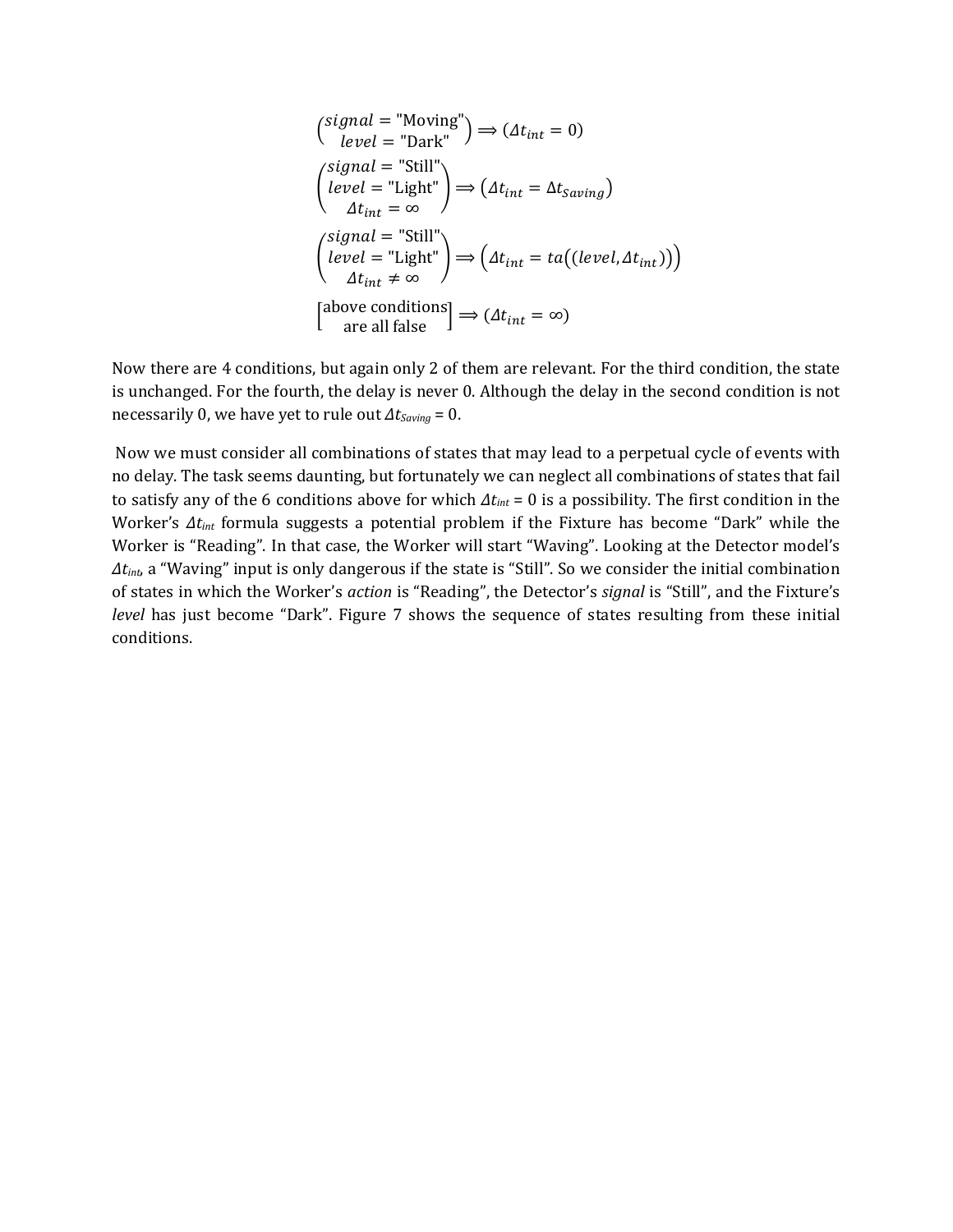$$\begin{pmatrix} signal = \text{"Moving"} \\ level = \text{"Dark"} \end{pmatrix} \Longrightarrow (\Delta t_{int} = 0)$$

$$\begin{pmatrix} signal = \text{"Still"} \\ level = \text{"Light"} \\ \Delta t_{int} = \infty \end{pmatrix} \Longrightarrow (\Delta t_{int} = \Delta t_{Saving})$$

$$\begin{pmatrix} signal = \text{"Still"} \\ level = \text{"Light"} \\ \Delta t_{int} \neq \infty \end{pmatrix} \Longrightarrow \left(\Delta t_{int} = ta\big((level, \Delta t_{int})\big)\right)$$

$$\begin{bmatrix} \text{above conditions} \\ \text{are all false} \end{bmatrix} \Longrightarrow (\Delta t_{int} = \infty)$$

Now there are 4 conditions, but again only 2 of them are relevant. For the third condition, the state is unchanged. For the fourth, the delay is never 0. Although the delay in the second condition is not necessarily 0, we have yet to rule out $\Delta t_{Saving} = 0$.

Now we must consider all combinations of states that may lead to a perpetual cycle of events with no delay. The task seems daunting, but fortunately we can neglect all combinations of states that fail to satisfy any of the 6 conditions above for which $\Delta t_{int} = 0$ is a possibility. The first condition in the Worker's $\Delta t_{int}$ formula suggests a potential problem if the Fixture has become "Dark" while the Worker is "Reading". In that case, the Worker will start "Waving". Looking at the Detector model's $\Delta t_{int}$, a "Waving" input is only dangerous if the state is "Still". So we consider the initial combination of states in which the Worker's *action* is "Reading", the Detector's *signal* is "Still", and the Fixture's *level* has just become "Dark". Figure 7 shows the sequence of states resulting from these initial conditions.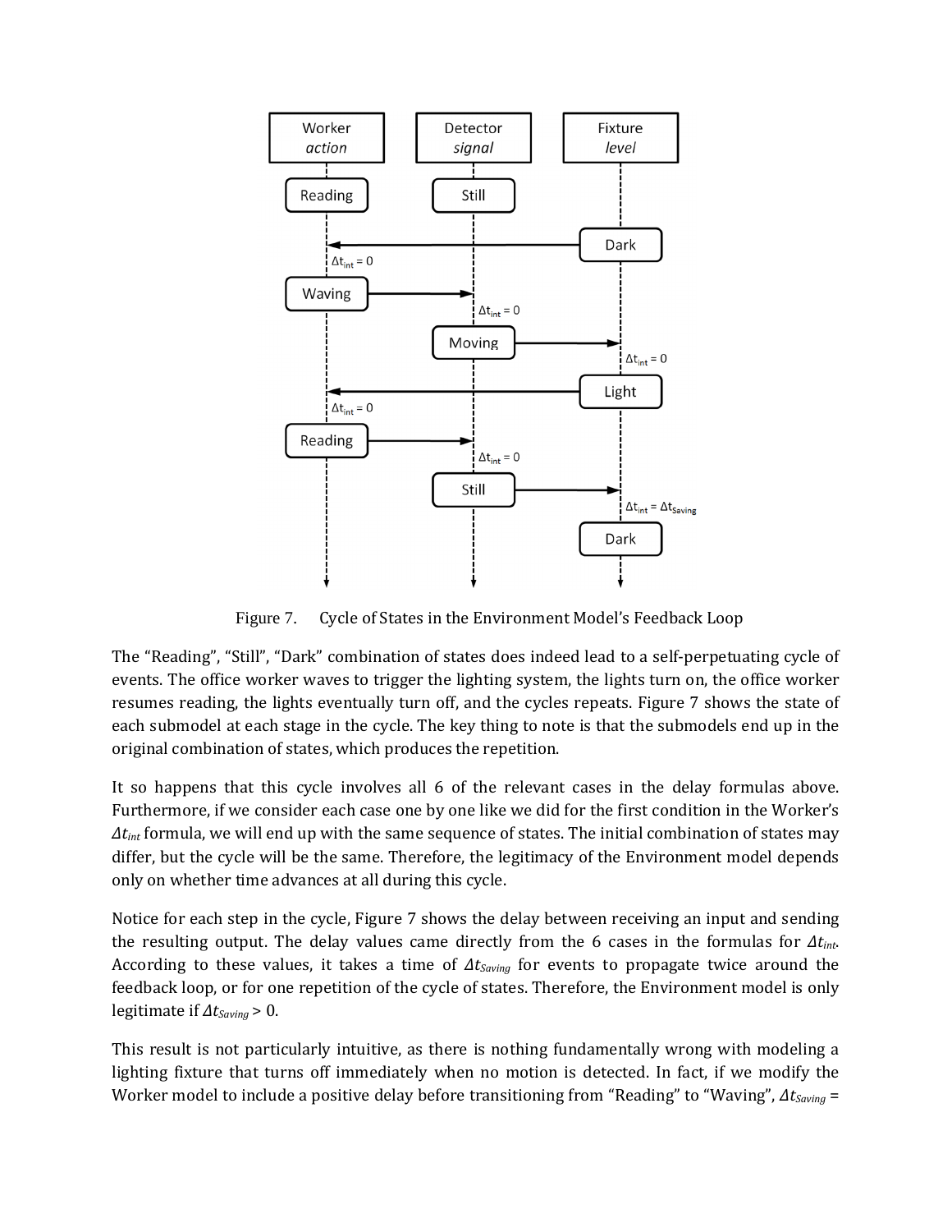Figure 7. Cycle of States in the Environment Model's Feedback Loop

The "Reading", "Still", "Dark" combination of states does indeed lead to a self-perpetuating cycle of events. The office worker waves to trigger the lighting system, the lights turn on, the office worker resumes reading, the lights eventually turn off, and the cycles repeats. Figure 7 shows the state of each submodel at each stage in the cycle. The key thing to note is that the submodels end up in the original combination of states, which produces the repetition.

It so happens that this cycle involves all 6 of the relevant cases in the delay formulas above. Furthermore, if we consider each case one by one like we did for the first condition in the Worker's $\Delta t_{int}$ formula, we will end up with the same sequence of states. The initial combination of states may differ, but the cycle will be the same. Therefore, the legitimacy of the Environment model depends only on whether time advances at all during this cycle.

Notice for each step in the cycle, Figure 7 shows the delay between receiving an input and sending the resulting output. The delay values came directly from the 6 cases in the formulas for $\Delta t_{int}$. According to these values, it takes a time of $\Delta t_{Saving}$ for events to propagate twice around the feedback loop, or for one repetition of the cycle of states. Therefore, the Environment model is only legitimate if $\Delta t_{Saving} > 0$.

This result is not particularly intuitive, as there is nothing fundamentally wrong with modeling a lighting fixture that turns off immediately when no motion is detected. In fact, if we modify the Worker model to include a positive delay before transitioning from "Reading" to "Waving", $\Delta t_{Saving}$ =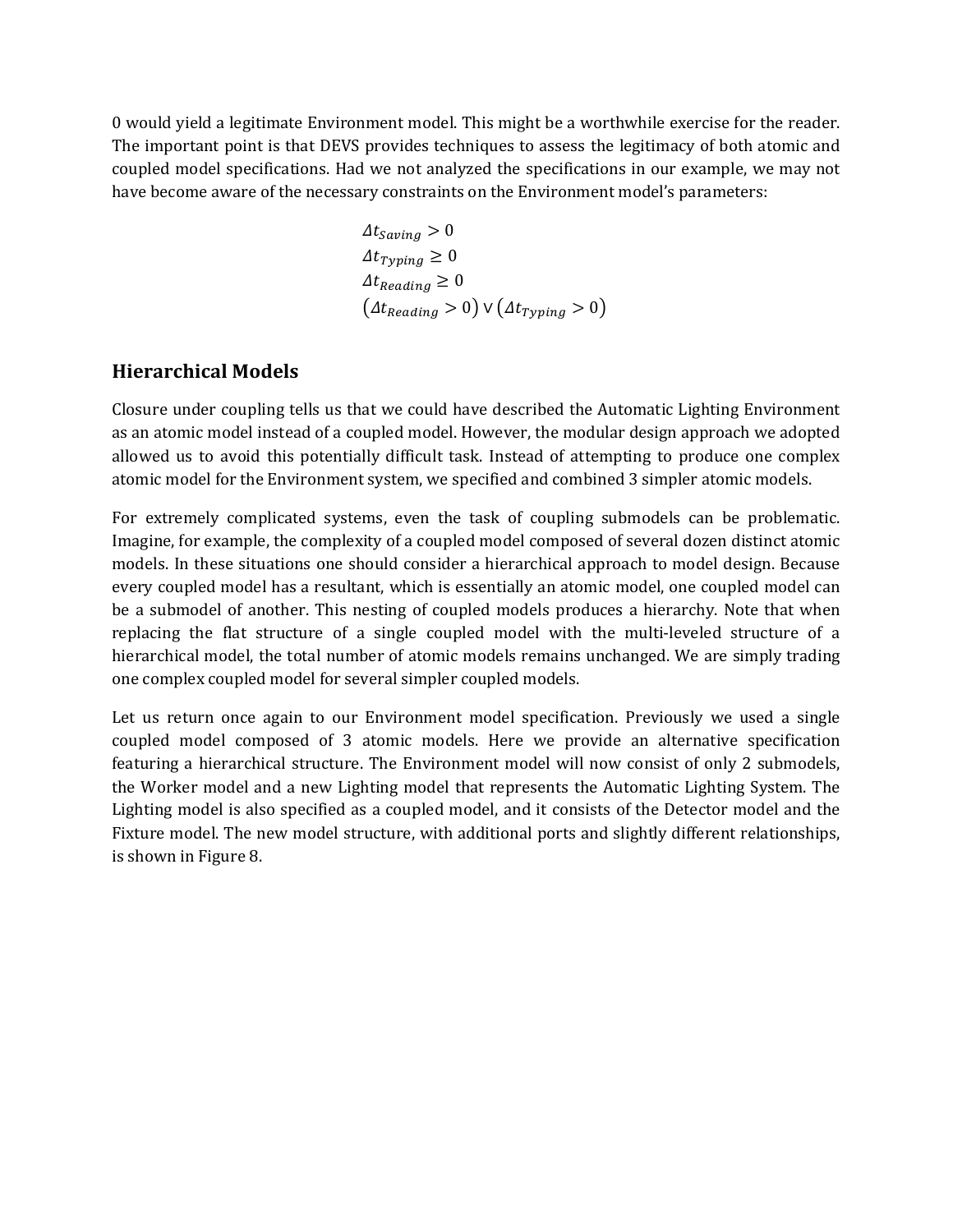0 would yield a legitimate Environment model. This might be a worthwhile exercise for the reader. The important point is that DEVS provides techniques to assess the legitimacy of both atomic and coupled model specifications. Had we not analyzed the specifications in our example, we may not have become aware of the necessary constraints on the Environment model's parameters:

$$\Delta t_{Saving} > 0$$
$$\Delta t_{Typing} \geq 0$$
$$\Delta t_{Reading} \geq 0$$
$$(\Delta t_{Reading} > 0) \vee (\Delta t_{Typing} > 0)$$

## Hierarchical Models

Closure under coupling tells us that we could have described the Automatic Lighting Environment as an atomic model instead of a coupled model. However, the modular design approach we adopted allowed us to avoid this potentially difficult task. Instead of attempting to produce one complex atomic model for the Environment system, we specified and combined 3 simpler atomic models.

For extremely complicated systems, even the task of coupling submodels can be problematic. Imagine, for example, the complexity of a coupled model composed of several dozen distinct atomic models. In these situations one should consider a hierarchical approach to model design. Because every coupled model has a resultant, which is essentially an atomic model, one coupled model can be a submodel of another. This nesting of coupled models produces a hierarchy. Note that when replacing the flat structure of a single coupled model with the multi-leveled structure of a hierarchical model, the total number of atomic models remains unchanged. We are simply trading one complex coupled model for several simpler coupled models.

Let us return once again to our Environment model specification. Previously we used a single coupled model composed of 3 atomic models. Here we provide an alternative specification featuring a hierarchical structure. The Environment model will now consist of only 2 submodels, the Worker model and a new Lighting model that represents the Automatic Lighting System. The Lighting model is also specified as a coupled model, and it consists of the Detector model and the Fixture model. The new model structure, with additional ports and slightly different relationships, is shown in Figure 8.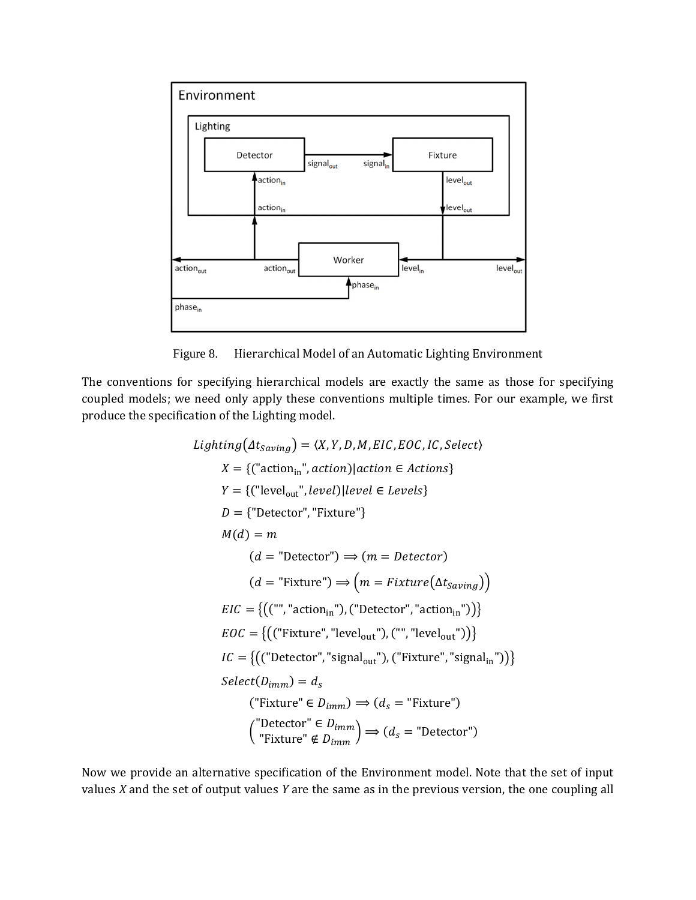Figure 8. Hierarchical Model of an Automatic Lighting Environment

The conventions for specifying hierarchical models are exactly the same as those for specifying coupled models; we need only apply these conventions multiple times. For our example, we first produce the specification of the Lighting model.

$$Lighting(\Delta t_{Saving}) = \langle X, Y, D, M, EIC, EOC, IC, Select \rangle$$

$$X = \{(\text{"action}_{\text{in}}\text{"}, action) | action \in Actions\}$$

$$Y = \{(\text{"level}_{\text{out}}\text{"}, level) | level \in Levels\}$$

$$D = \{\text{"Detector"}, \text{"Fixture"}\}$$

$$M(d) = m$$

$$(d = \text{"Detector"}) \Rightarrow (m = Detector)$$

$$(d = \text{"Fixture"}) \Rightarrow \left(m = Fixture(\Delta t_{Saving})\right)$$

$$EIC = \{((\text{""}, \text{"action}_{\text{in}}\text{"}), (\text{"Detector"}, \text{"action}_{\text{in}}\text{"}))\}$$

$$EOC = \{((\text{"Fixture"}, \text{"level}_{\text{out}}\text{"}), (\text{""}, \text{"level}_{\text{out}}\text{"}))\}$$

$$IC = \{((\text{"Detector"}, \text{"signal}_{\text{out}}\text{"}), (\text{"Fixture"}, \text{"signal}_{\text{in}}\text{"}))\}$$

$$Select(D_{imm}) = d_s$$

$$(\text{"Fixture"} \in D_{imm}) \Rightarrow (d_s = \text{"Fixture"})$$

$$\begin{pmatrix} \text{"Detector"} \in D_{imm} \\ \text{"Fixture"} \notin D_{imm} \end{pmatrix} \Rightarrow (d_s = \text{"Detector"})$$

Now we provide an alternative specification of the Environment model. Note that the set of input values $X$ and the set of output values $Y$ are the same as in the previous version, the one coupling all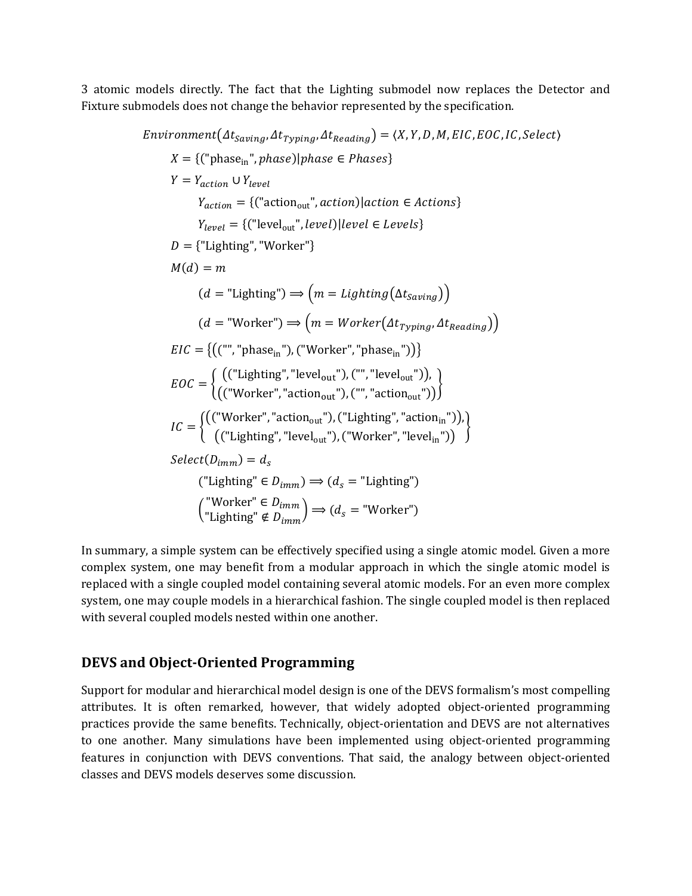3 atomic models directly. The fact that the Lighting submodel now replaces the Detector and Fixture submodels does not change the behavior represented by the specification.

$$Environment(\Delta t_{Saving}, \Delta t_{Typing}, \Delta t_{Reading}) = \langle X, Y, D, M, EIC, EOC, IC, Select \rangle$$

$$X = \{(\text{"phase}_{\text{in}}\text{"}, phase) | phase \in Phases\}$$

$$Y = Y_{action} \cup Y_{level}$$

$$Y_{action} = \{(\text{"action}_{\text{out}}\text{"}, action) | action \in Actions\}$$

$$Y_{level} = \{(\text{"level}_{\text{out}}\text{"}, level) | level \in Levels\}$$

$$D = \{\text{"Lighting"}, \text{"Worker"}\}$$

$$M(d) = m$$

$$(d = \text{"Lighting"}) \Rightarrow \left(m = Lighting(\Delta t_{Saving})\right)$$

$$(d = \text{"Worker"}) \Rightarrow \left(m = Worker(\Delta t_{Typing}, \Delta t_{Reading})\right)$$

$$EIC = \{((\text{""}, \text{"phase}_{\text{in}}\text{"}), (\text{"Worker"}, \text{"phase}_{\text{in}}\text{"}))\}$$

$$EOC = \left\{ \begin{array}{c} ((\text{"Lighting"}, \text{"level}_{\text{out}}\text{"}), (\text{""}, \text{"level}_{\text{out}}\text{"})), \\ ((\text{"Worker"}, \text{"action}_{\text{out}}\text{"}), (\text{""}, \text{"action}_{\text{out}}\text{"})) \end{array} \right\}$$

$$IC = \left\{ \begin{array}{c} ((\text{"Worker"}, \text{"action}_{\text{out}}\text{"}), (\text{"Lighting"}, \text{"action}_{\text{in}}\text{"})), \\ ((\text{"Lighting"}, \text{"level}_{\text{out}}\text{"}), (\text{"Worker"}, \text{"level}_{\text{in}}\text{"})) \end{array} \right\}$$

$$Select(D_{imm}) = d_s$$

$$(\text{"Lighting"} \in D_{imm}) \Rightarrow (d_s = \text{"Lighting"})$$

$$\begin{pmatrix} \text{"Worker"} \in D_{imm} \\ \text{"Lighting"} \notin D_{imm} \end{pmatrix} \Rightarrow (d_s = \text{"Worker"})$$

In summary, a simple system can be effectively specified using a single atomic model. Given a more complex system, one may benefit from a modular approach in which the single atomic model is replaced with a single coupled model containing several atomic models. For an even more complex system, one may couple models in a hierarchical fashion. The single coupled model is then replaced with several coupled models nested within one another.

## DEVS and Object-Oriented Programming

Support for modular and hierarchical model design is one of the DEVS formalism's most compelling attributes. It is often remarked, however, that widely adopted object-oriented programming practices provide the same benefits. Technically, object-orientation and DEVS are not alternatives to one another. Many simulations have been implemented using object-oriented programming features in conjunction with DEVS conventions. That said, the analogy between object-oriented classes and DEVS models deserves some discussion.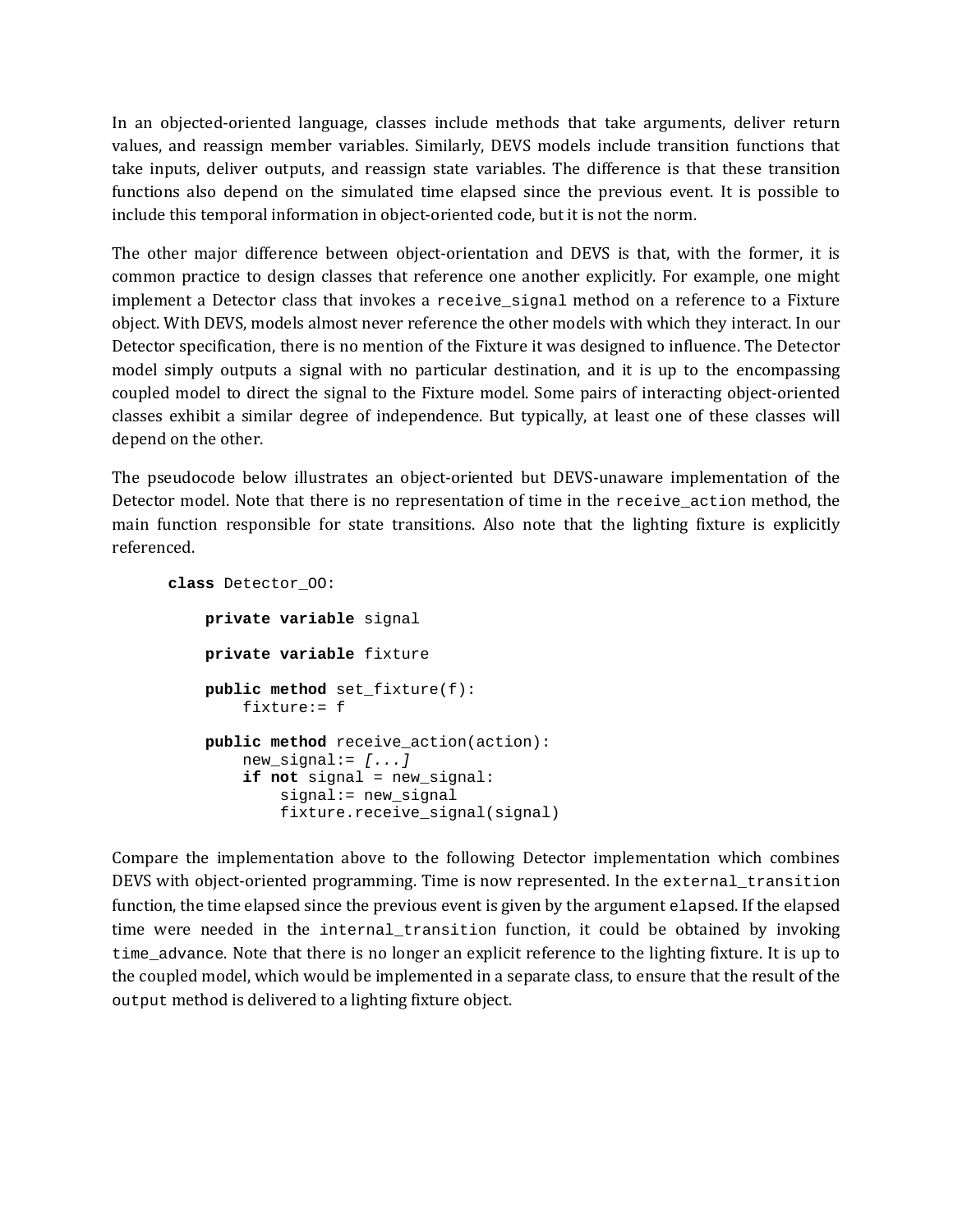In an objected-oriented language, classes include methods that take arguments, deliver return values, and reassign member variables. Similarly, DEVS models include transition functions that take inputs, deliver outputs, and reassign state variables. The difference is that these transition functions also depend on the simulated time elapsed since the previous event. It is possible to include this temporal information in object-oriented code, but it is not the norm.

The other major difference between object-orientation and DEVS is that, with the former, it is common practice to design classes that reference one another explicitly. For example, one might implement a Detector class that invokes a `receive_signal` method on a reference to a Fixture object. With DEVS, models almost never reference the other models with which they interact. In our Detector specification, there is no mention of the Fixture it was designed to influence. The Detector model simply outputs a signal with no particular destination, and it is up to the encompassing coupled model to direct the signal to the Fixture model. Some pairs of interacting object-oriented classes exhibit a similar degree of independence. But typically, at least one of these classes will depend on the other.

The pseudocode below illustrates an object-oriented but DEVS-unaware implementation of the Detector model. Note that there is no representation of time in the `receive_action` method, the main function responsible for state transitions. Also note that the lighting fixture is explicitly referenced.

```
class Detector_OO:

    private variable signal

    private variable fixture

    public method set_fixture(f):
        fixture:= f

    public method receive_action(action):
        new_signal:= [...]
        if not signal = new_signal:
            signal:= new_signal
            fixture.receive_signal(signal)
```

Compare the implementation above to the following Detector implementation which combines DEVS with object-oriented programming. Time is now represented. In the `external_transition` function, the time elapsed since the previous event is given by the argument `elapsed`. If the elapsed time were needed in the `internal_transition` function, it could be obtained by invoking `time_advance`. Note that there is no longer an explicit reference to the lighting fixture. It is up to the coupled model, which would be implemented in a separate class, to ensure that the result of the `output` method is delivered to a lighting fixture object.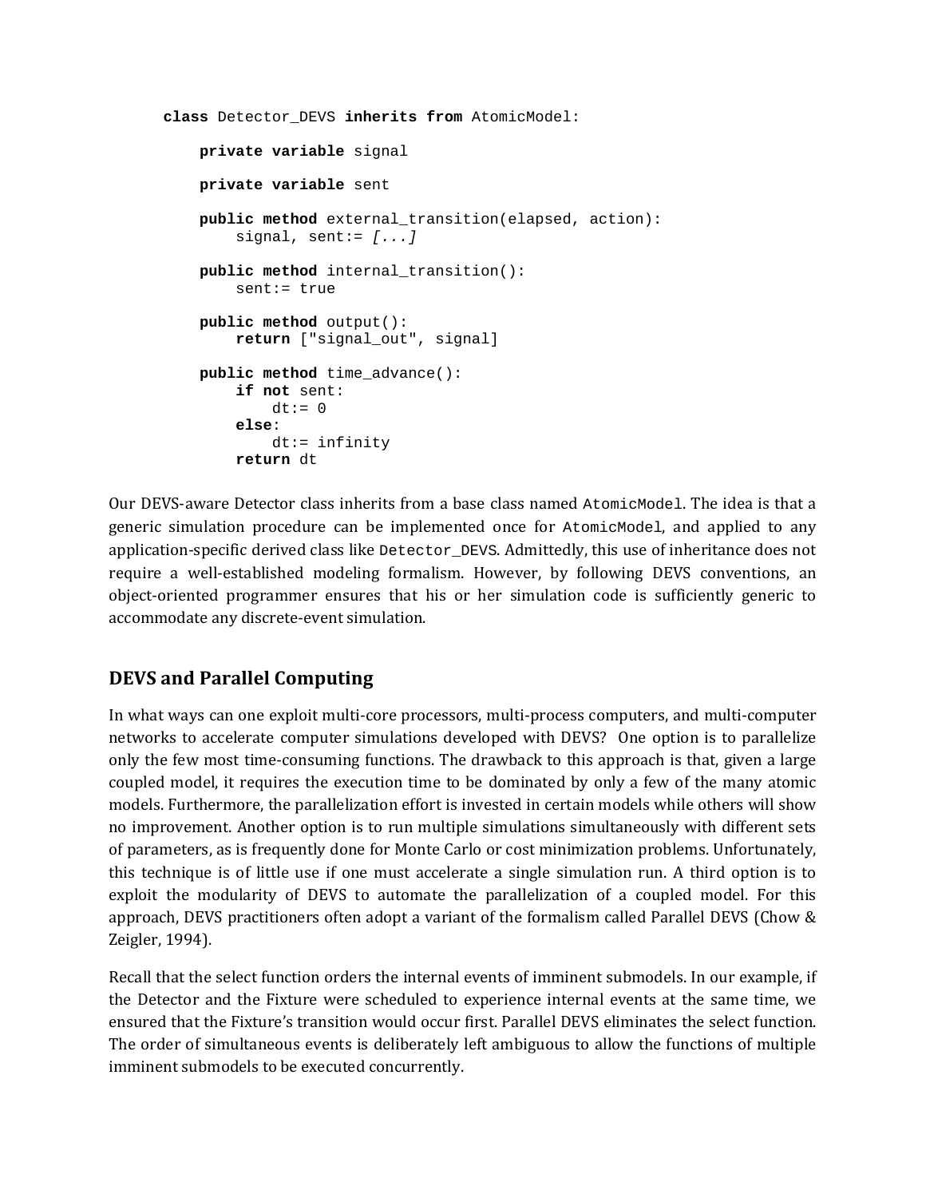```
class Detector_DEVS inherits from AtomicModel:

    private variable signal

    private variable sent

    public method external_transition(elapsed, action):
        signal, sent:= [...]

    public method internal_transition():
        sent:= true

    public method output():
        return ["signal_out", signal]

    public method time_advance():
        if not sent:
            dt:= 0
        else:
            dt:= infinity
        return dt
```

Our DEVS-aware Detector class inherits from a base class named `AtomicModel`. The idea is that a generic simulation procedure can be implemented once for `AtomicModel`, and applied to any application-specific derived class like `Detector_DEVS`. Admittedly, this use of inheritance does not require a well-established modeling formalism. However, by following DEVS conventions, an object-oriented programmer ensures that his or her simulation code is sufficiently generic to accommodate any discrete-event simulation.

## DEVS and Parallel Computing

In what ways can one exploit multi-core processors, multi-process computers, and multi-computer networks to accelerate computer simulations developed with DEVS? One option is to parallelize only the few most time-consuming functions. The drawback to this approach is that, given a large coupled model, it requires the execution time to be dominated by only a few of the many atomic models. Furthermore, the parallelization effort is invested in certain models while others will show no improvement. Another option is to run multiple simulations simultaneously with different sets of parameters, as is frequently done for Monte Carlo or cost minimization problems. Unfortunately, this technique is of little use if one must accelerate a single simulation run. A third option is to exploit the modularity of DEVS to automate the parallelization of a coupled model. For this approach, DEVS practitioners often adopt a variant of the formalism called Parallel DEVS (Chow & Zeigler, 1994).

Recall that the select function orders the internal events of imminent submodels. In our example, if the Detector and the Fixture were scheduled to experience internal events at the same time, we ensured that the Fixture's transition would occur first. Parallel DEVS eliminates the select function. The order of simultaneous events is deliberately left ambiguous to allow the functions of multiple imminent submodels to be executed concurrently.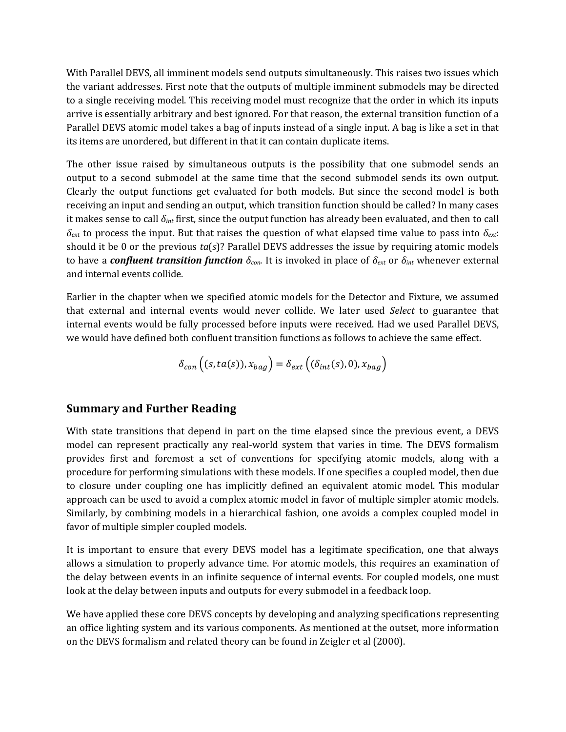With Parallel DEVS, all imminent models send outputs simultaneously. This raises two issues which the variant addresses. First note that the outputs of multiple imminent submodels may be directed to a single receiving model. This receiving model must recognize that the order in which its inputs arrive is essentially arbitrary and best ignored. For that reason, the external transition function of a Parallel DEVS atomic model takes a bag of inputs instead of a single input. A bag is like a set in that its items are unordered, but different in that it can contain duplicate items.

The other issue raised by simultaneous outputs is the possibility that one submodel sends an output to a second submodel at the same time that the second submodel sends its own output. Clearly the output functions get evaluated for both models. But since the second model is both receiving an input and sending an output, which transition function should be called? In many cases it makes sense to call $\delta_{int}$ first, since the output function has already been evaluated, and then to call $\delta_{ext}$ to process the input. But that raises the question of what elapsed time value to pass into $\delta_{ext}$: should it be 0 or the previous $ta(s)$? Parallel DEVS addresses the issue by requiring atomic models to have a ***confluent transition function*** $\delta_{con}$. It is invoked in place of $\delta_{ext}$ or $\delta_{int}$ whenever external and internal events collide.

Earlier in the chapter when we specified atomic models for the Detector and Fixture, we assumed that external and internal events would never collide. We later used *Select* to guarantee that internal events would be fully processed before inputs were received. Had we used Parallel DEVS, we would have defined both confluent transition functions as follows to achieve the same effect.

$$\delta_{con}\left((s, ta(s)), x_{bag}\right) = \delta_{ext}\left((\delta_{int}(s), 0), x_{bag}\right)$$

## Summary and Further Reading

With state transitions that depend in part on the time elapsed since the previous event, a DEVS model can represent practically any real-world system that varies in time. The DEVS formalism provides first and foremost a set of conventions for specifying atomic models, along with a procedure for performing simulations with these models. If one specifies a coupled model, then due to closure under coupling one has implicitly defined an equivalent atomic model. This modular approach can be used to avoid a complex atomic model in favor of multiple simpler atomic models. Similarly, by combining models in a hierarchical fashion, one avoids a complex coupled model in favor of multiple simpler coupled models.

It is important to ensure that every DEVS model has a legitimate specification, one that always allows a simulation to properly advance time. For atomic models, this requires an examination of the delay between events in an infinite sequence of internal events. For coupled models, one must look at the delay between inputs and outputs for every submodel in a feedback loop.

We have applied these core DEVS concepts by developing and analyzing specifications representing an office lighting system and its various components. As mentioned at the outset, more information on the DEVS formalism and related theory can be found in Zeigler et al (2000).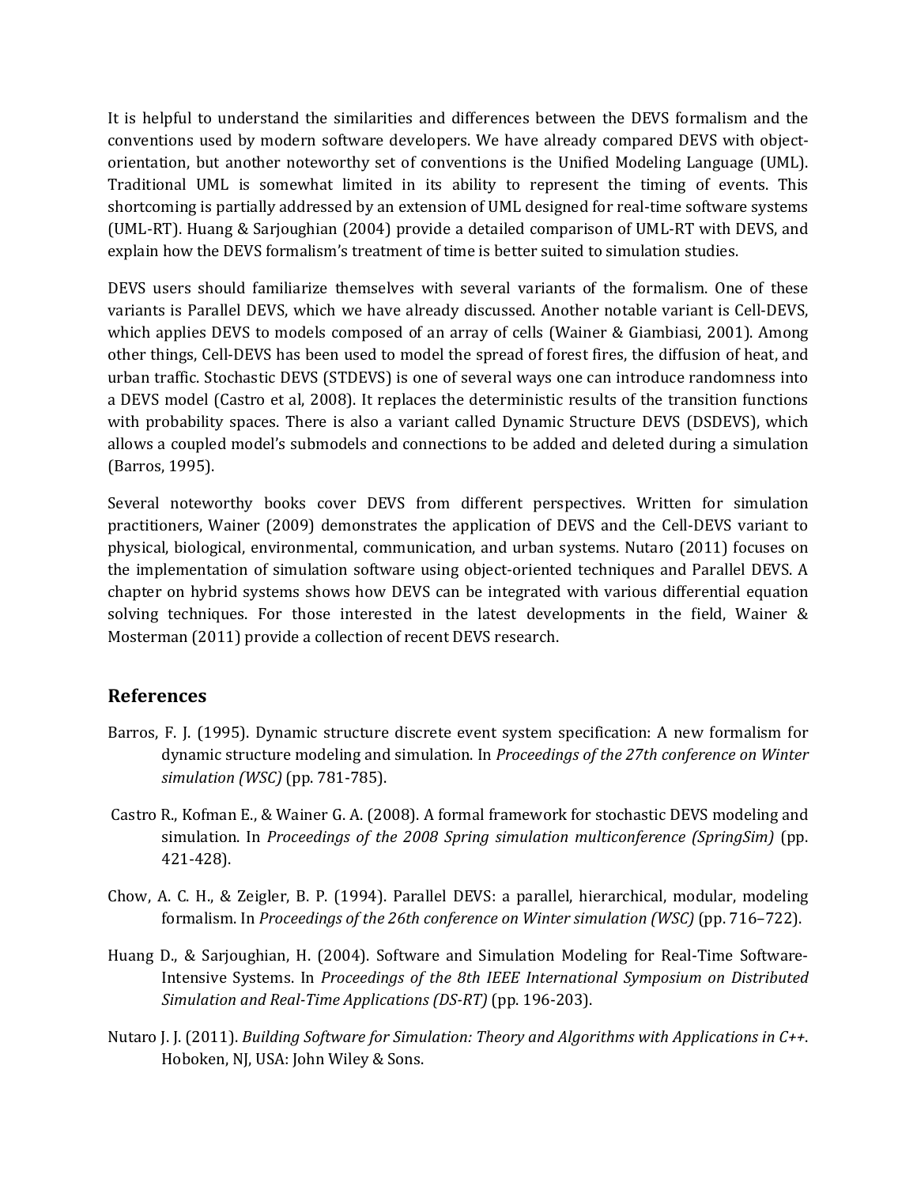It is helpful to understand the similarities and differences between the DEVS formalism and the conventions used by modern software developers. We have already compared DEVS with object-orientation, but another noteworthy set of conventions is the Unified Modeling Language (UML). Traditional UML is somewhat limited in its ability to represent the timing of events. This shortcoming is partially addressed by an extension of UML designed for real-time software systems (UML-RT). Huang & Sarjoughian (2004) provide a detailed comparison of UML-RT with DEVS, and explain how the DEVS formalism's treatment of time is better suited to simulation studies.

DEVS users should familiarize themselves with several variants of the formalism. One of these variants is Parallel DEVS, which we have already discussed. Another notable variant is Cell-DEVS, which applies DEVS to models composed of an array of cells (Wainer & Giambiasi, 2001). Among other things, Cell-DEVS has been used to model the spread of forest fires, the diffusion of heat, and urban traffic. Stochastic DEVS (STDEVS) is one of several ways one can introduce randomness into a DEVS model (Castro et al, 2008). It replaces the deterministic results of the transition functions with probability spaces. There is also a variant called Dynamic Structure DEVS (DSDEVS), which allows a coupled model's submodels and connections to be added and deleted during a simulation (Barros, 1995).

Several noteworthy books cover DEVS from different perspectives. Written for simulation practitioners, Wainer (2009) demonstrates the application of DEVS and the Cell-DEVS variant to physical, biological, environmental, communication, and urban systems. Nutaro (2011) focuses on the implementation of simulation software using object-oriented techniques and Parallel DEVS. A chapter on hybrid systems shows how DEVS can be integrated with various differential equation solving techniques. For those interested in the latest developments in the field, Wainer & Mosterman (2011) provide a collection of recent DEVS research.

## References

Barros, F. J. (1995). Dynamic structure discrete event system specification: A new formalism for dynamic structure modeling and simulation. In *Proceedings of the 27th conference on Winter simulation (WSC)* (pp. 781-785).

Castro R., Kofman E., & Wainer G. A. (2008). A formal framework for stochastic DEVS modeling and simulation. In *Proceedings of the 2008 Spring simulation multiconference (SpringSim)* (pp. 421-428).

Chow, A. C. H., & Zeigler, B. P. (1994). Parallel DEVS: a parallel, hierarchical, modular, modeling formalism. In *Proceedings of the 26th conference on Winter simulation (WSC)* (pp. 716–722).

Huang D., & Sarjoughian, H. (2004). Software and Simulation Modeling for Real-Time Software-Intensive Systems. In *Proceedings of the 8th IEEE International Symposium on Distributed Simulation and Real-Time Applications (DS-RT)* (pp. 196-203).

Nutaro J. J. (2011). *Building Software for Simulation: Theory and Algorithms with Applications in C++*. Hoboken, NJ, USA: John Wiley & Sons.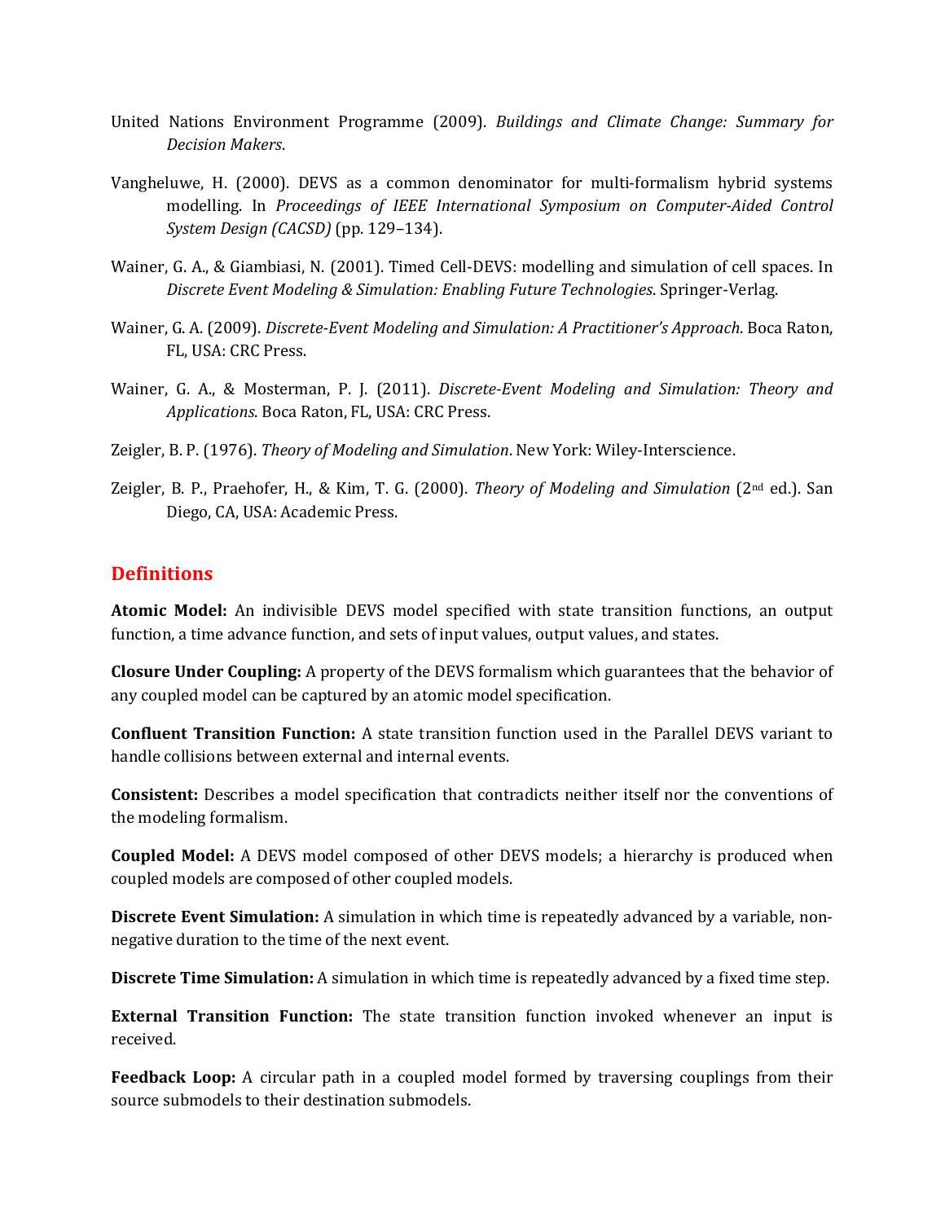United Nations Environment Programme (2009). *Buildings and Climate Change: Summary for Decision Makers*.

Vangheluwe, H. (2000). DEVS as a common denominator for multi-formalism hybrid systems modelling. In *Proceedings of IEEE International Symposium on Computer-Aided Control System Design (CACSD)* (pp. 129–134).

Wainer, G. A., & Giambiasi, N. (2001). Timed Cell-DEVS: modelling and simulation of cell spaces. In *Discrete Event Modeling & Simulation: Enabling Future Technologies*. Springer-Verlag.

Wainer, G. A. (2009). *Discrete-Event Modeling and Simulation: A Practitioner's Approach*. Boca Raton, FL, USA: CRC Press.

Wainer, G. A., & Mosterman, P. J. (2011). *Discrete-Event Modeling and Simulation: Theory and Applications*. Boca Raton, FL, USA: CRC Press.

Zeigler, B. P. (1976). *Theory of Modeling and Simulation*. New York: Wiley-Interscience.

Zeigler, B. P., Praehofer, H., & Kim, T. G. (2000). *Theory of Modeling and Simulation* (2nd ed.). San Diego, CA, USA: Academic Press.

## Definitions

**Atomic Model:** An indivisible DEVS model specified with state transition functions, an output function, a time advance function, and sets of input values, output values, and states.

**Closure Under Coupling:** A property of the DEVS formalism which guarantees that the behavior of any coupled model can be captured by an atomic model specification.

**Confluent Transition Function:** A state transition function used in the Parallel DEVS variant to handle collisions between external and internal events.

**Consistent:** Describes a model specification that contradicts neither itself nor the conventions of the modeling formalism.

**Coupled Model:** A DEVS model composed of other DEVS models; a hierarchy is produced when coupled models are composed of other coupled models.

**Discrete Event Simulation:** A simulation in which time is repeatedly advanced by a variable, non-negative duration to the time of the next event.

**Discrete Time Simulation:** A simulation in which time is repeatedly advanced by a fixed time step.

**External Transition Function:** The state transition function invoked whenever an input is received.

**Feedback Loop:** A circular path in a coupled model formed by traversing couplings from their source submodels to their destination submodels.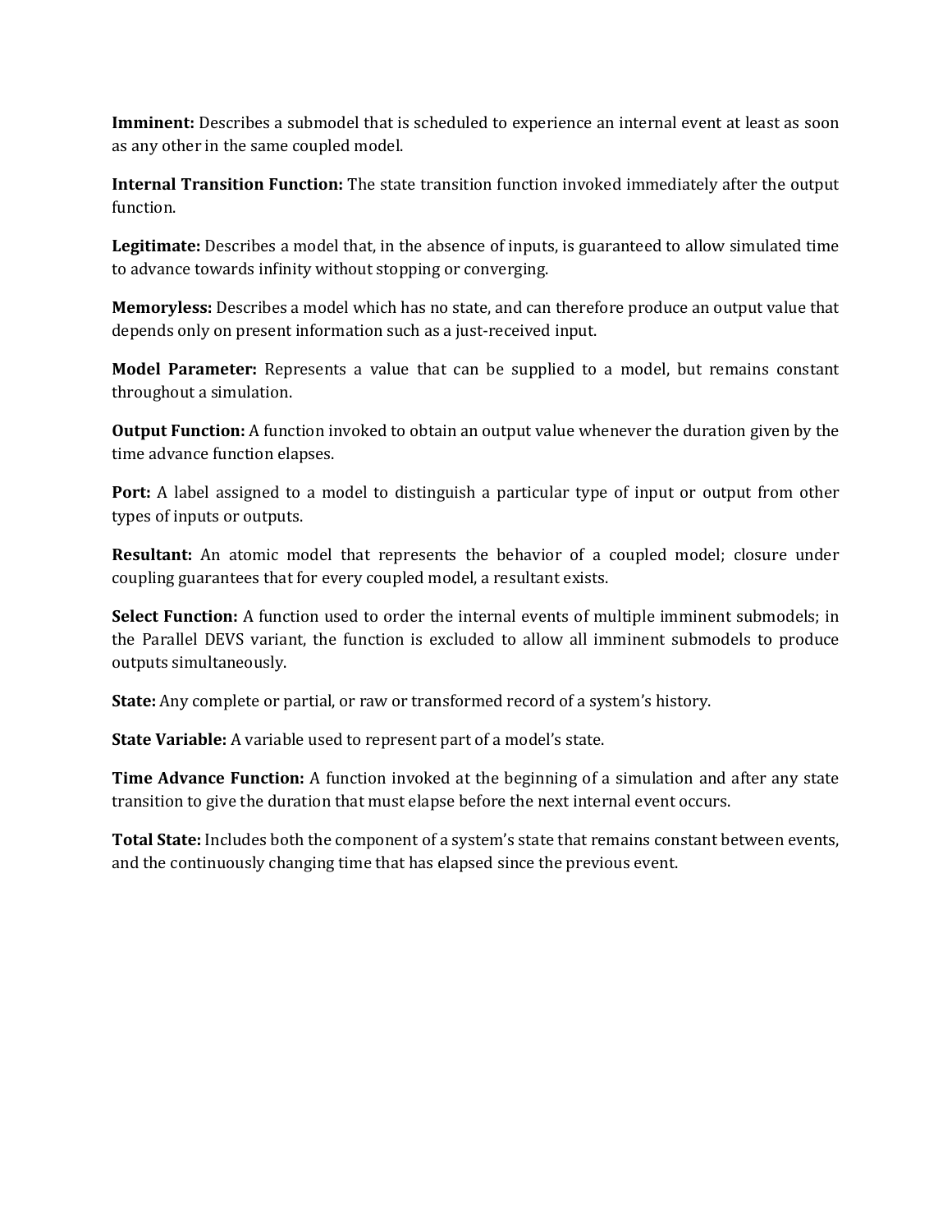**Imminent:** Describes a submodel that is scheduled to experience an internal event at least as soon as any other in the same coupled model.

**Internal Transition Function:** The state transition function invoked immediately after the output function.

**Legitimate:** Describes a model that, in the absence of inputs, is guaranteed to allow simulated time to advance towards infinity without stopping or converging.

**Memoryless:** Describes a model which has no state, and can therefore produce an output value that depends only on present information such as a just-received input.

**Model Parameter:** Represents a value that can be supplied to a model, but remains constant throughout a simulation.

**Output Function:** A function invoked to obtain an output value whenever the duration given by the time advance function elapses.

**Port:** A label assigned to a model to distinguish a particular type of input or output from other types of inputs or outputs.

**Resultant:** An atomic model that represents the behavior of a coupled model; closure under coupling guarantees that for every coupled model, a resultant exists.

**Select Function:** A function used to order the internal events of multiple imminent submodels; in the Parallel DEVS variant, the function is excluded to allow all imminent submodels to produce outputs simultaneously.

**State:** Any complete or partial, or raw or transformed record of a system's history.

**State Variable:** A variable used to represent part of a model's state.

**Time Advance Function:** A function invoked at the beginning of a simulation and after any state transition to give the duration that must elapse before the next internal event occurs.

**Total State:** Includes both the component of a system's state that remains constant between events, and the continuously changing time that has elapsed since the previous event.